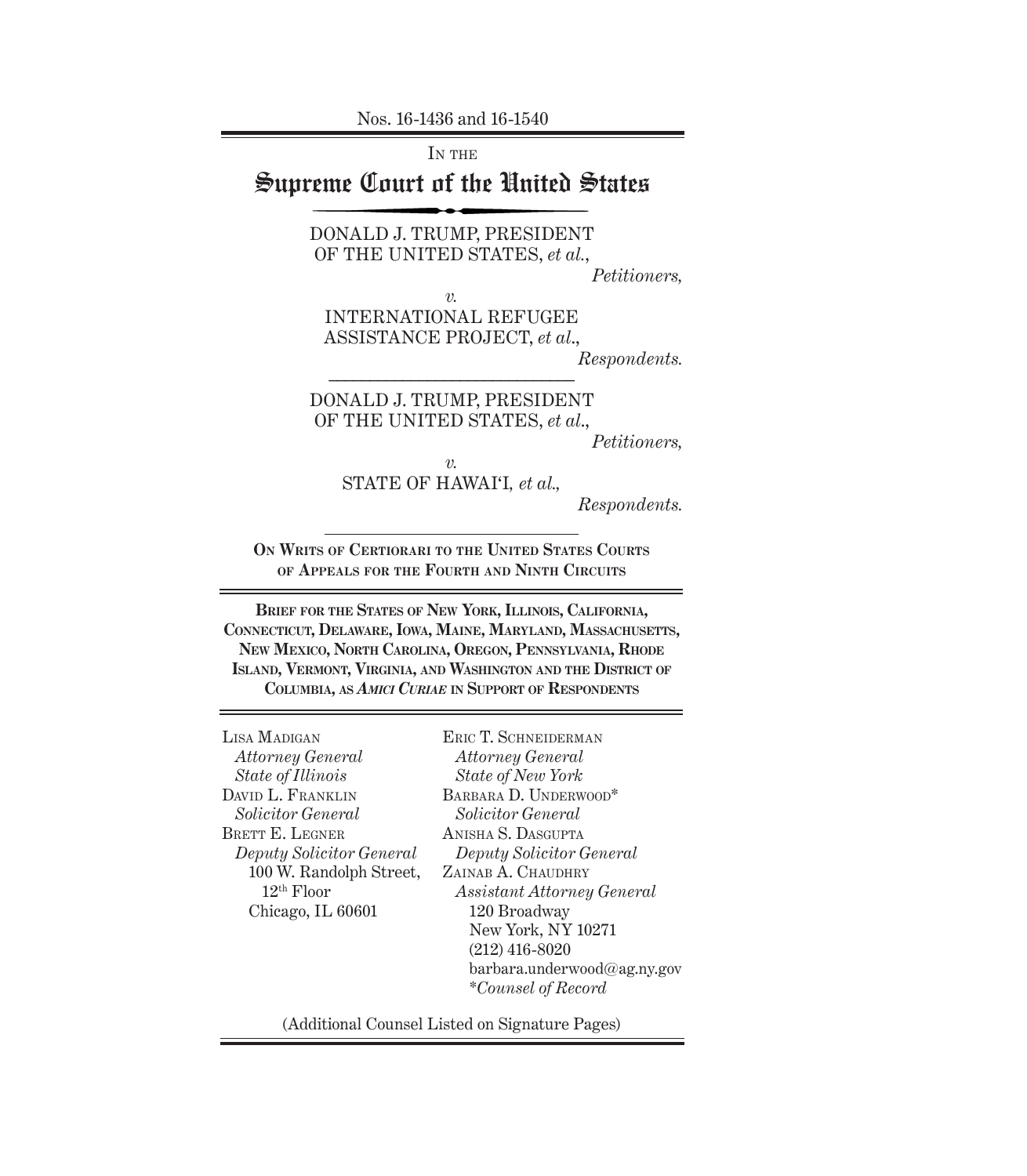Nos. 16-1436 and 16-1540

IN THE

# Supreme Court of the United States

DONALD J. TRUMP, PRESIDENT OF THE UNITED STATES, *et al.*,

*Petitioners,*

*v.*

INTERNATIONAL REFUGEE ASSISTANCE PROJECT, *et al.*,

*Respondents.*

---

DONALD J. TRUMP, PRESIDENT OF THE UNITED STATES, *et al.*,

*Petitioners,*

*v.*

STATE OF HAWAI'I, *et al.*,

*Respondents.*

---

**ON WRITS OF CERTIORARI TO THE UNITED STATES COURTS OF APPEALS FOR THE FOURTH AND NINTH CIRCUITS**

**BRIEF FOR THE STATES OF NEW YORK, ILLINOIS, CALIFORNIA, CONNECTICUT, DELAWARE, IOWA, MAINE, MARYLAND, MASSACHUSETTS, NEW MEXICO, NORTH CAROLINA, OREGON, PENNSYLVANIA, RHODE ISLAND, VERMONT, VIRGINIA, AND WASHINGTON AND THE DISTRICT OF COLUMBIA, AS *AMICI CURIAE* IN SUPPORT OF RESPONDENTS**

LISA MADIGAN
*Attorney General*
*State of Illinois*
DAVID L. FRANKLIN
*Solicitor General*
BRETT E. LEGNER
*Deputy Solicitor General*
100 W. Randolph Street, 12th Floor
Chicago, IL 60601

ERIC T. SCHNEIDERMAN
*Attorney General*
*State of New York*
BARBARA D. UNDERWOOD*
*Solicitor General*
ANISHA S. DASGUPTA
*Deputy Solicitor General*
ZAINAB A. CHAUDHRY
*Assistant Attorney General*
120 Broadway
New York, NY 10271
(212) 416-8020
barbara.underwood@ag.ny.gov
*Counsel of Record*

(Additional Counsel Listed on Signature Pages)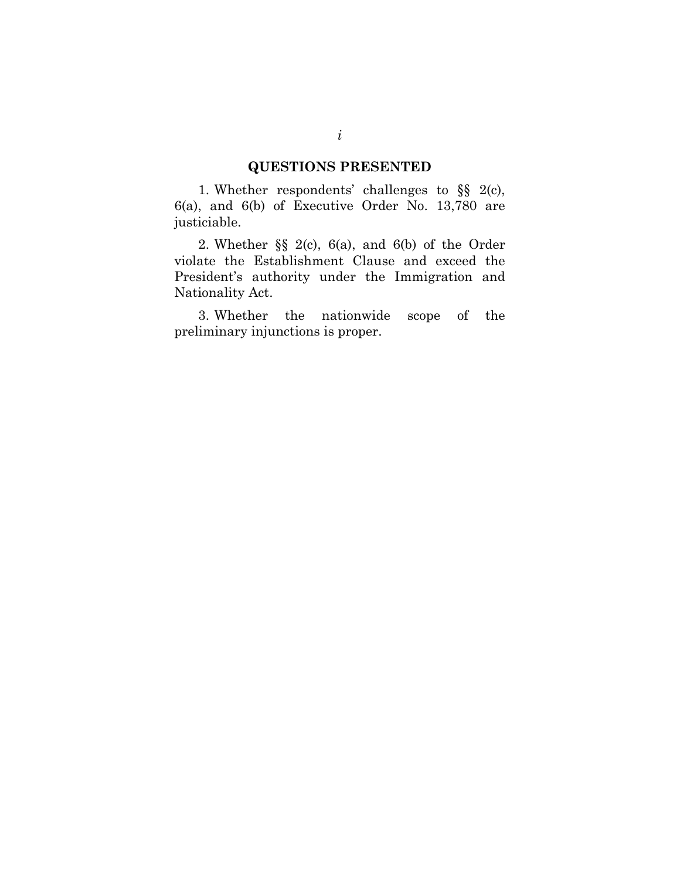## QUESTIONS PRESENTED

1. Whether respondents' challenges to §§ 2(c), 6(a), and 6(b) of Executive Order No. 13,780 are justiciable.

2. Whether §§ 2(c), 6(a), and 6(b) of the Order violate the Establishment Clause and exceed the President's authority under the Immigration and Nationality Act.

3. Whether the nationwide scope of the preliminary injunctions is proper.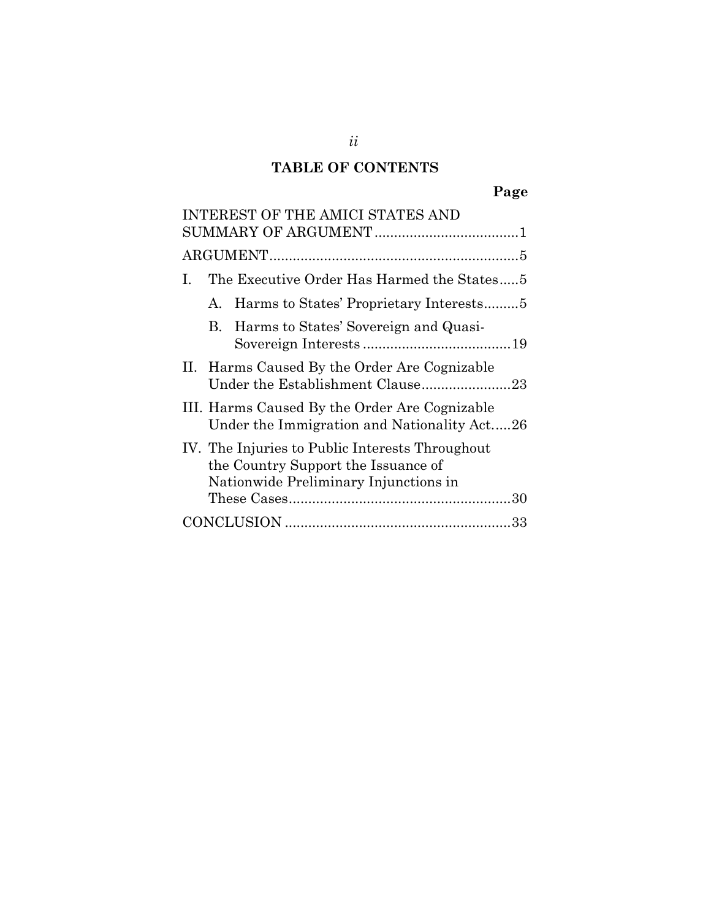## TABLE OF CONTENTS

| | Page |
|---|---|
| INTEREST OF THE AMICI STATES AND SUMMARY OF ARGUMENT | 1 |
| ARGUMENT | 5 |
| I. The Executive Order Has Harmed the States | 5 |
| A. Harms to States' Proprietary Interests | 5 |
| B. Harms to States' Sovereign and Quasi-Sovereign Interests | 19 |
| II. Harms Caused By the Order Are Cognizable Under the Establishment Clause | 23 |
| III. Harms Caused By the Order Are Cognizable Under the Immigration and Nationality Act | 26 |
| IV. The Injuries to Public Interests Throughout the Country Support the Issuance of Nationwide Preliminary Injunctions in These Cases | 30 |
| CONCLUSION | 33 |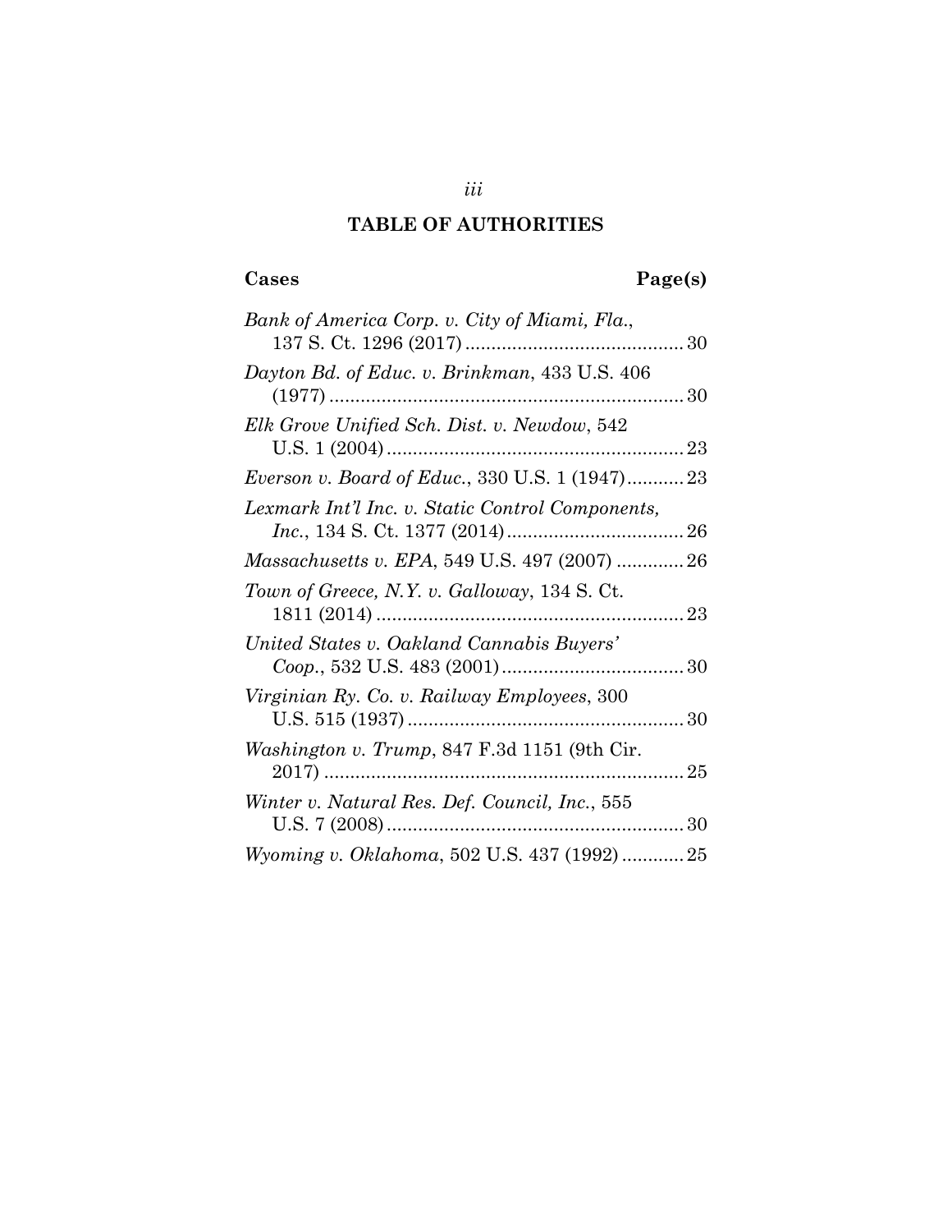# TABLE OF AUTHORITIES

| Cases | Page(s) |
|---|---|
| *Bank of America Corp. v. City of Miami, Fla.*, 137 S. Ct. 1296 (2017) | 30 |
| *Dayton Bd. of Educ. v. Brinkman*, 433 U.S. 406 (1977) | 30 |
| *Elk Grove Unified Sch. Dist. v. Newdow*, 542 U.S. 1 (2004) | 23 |
| *Everson v. Board of Educ.*, 330 U.S. 1 (1947) | 23 |
| *Lexmark Int'l Inc. v. Static Control Components, Inc.*, 134 S. Ct. 1377 (2014) | 26 |
| *Massachusetts v. EPA*, 549 U.S. 497 (2007) | 26 |
| *Town of Greece, N.Y. v. Galloway*, 134 S. Ct. 1811 (2014) | 23 |
| *United States v. Oakland Cannabis Buyers' Coop.*, 532 U.S. 483 (2001) | 30 |
| *Virginian Ry. Co. v. Railway Employees*, 300 U.S. 515 (1937) | 30 |
| *Washington v. Trump*, 847 F.3d 1151 (9th Cir. 2017) | 25 |
| *Winter v. Natural Res. Def. Council, Inc.*, 555 U.S. 7 (2008) | 30 |
| *Wyoming v. Oklahoma*, 502 U.S. 437 (1992) | 25 |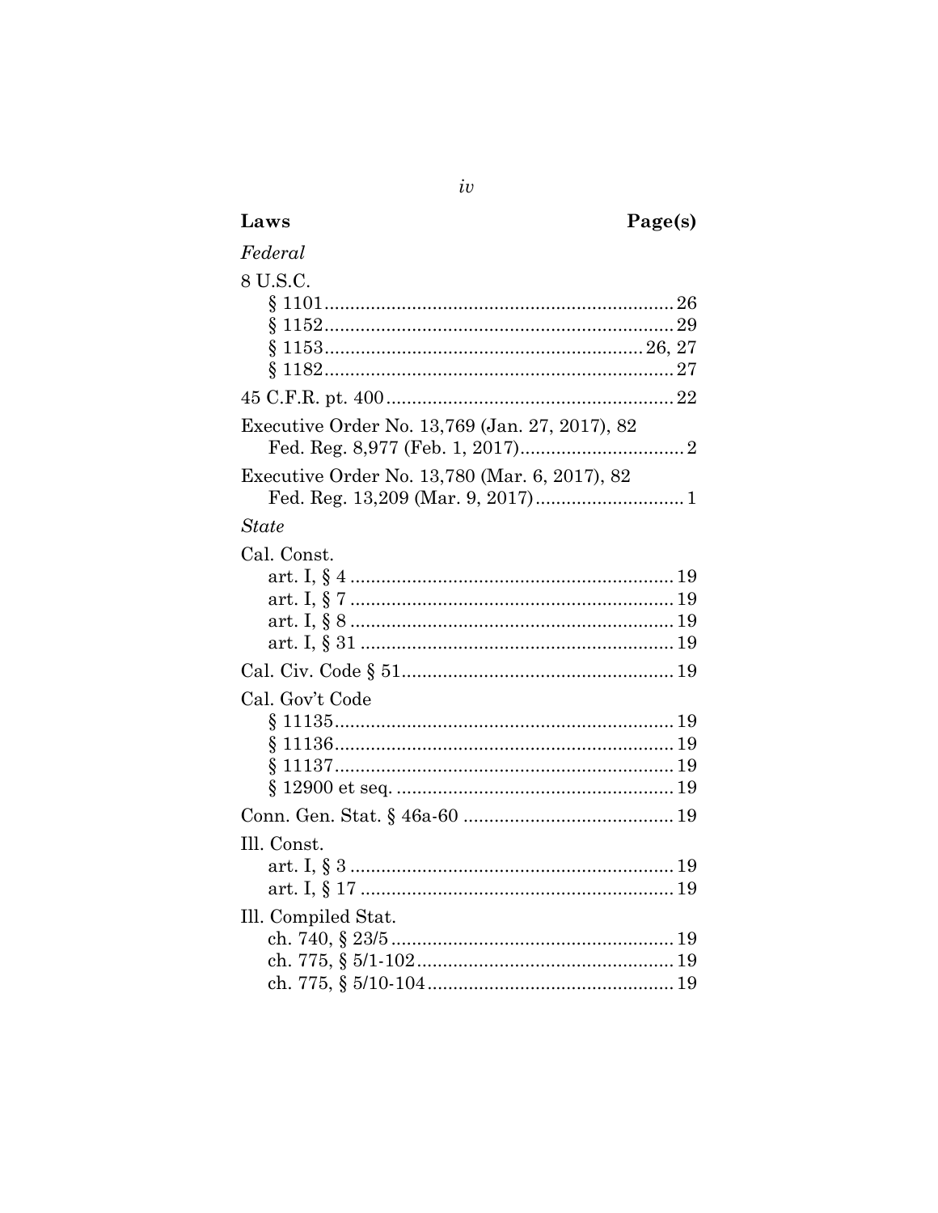| **Laws** | **Page(s)** |
|---|---|
| *Federal* | |
| 8 U.S.C. | |
| § 1101 | 26 |
| § 1152 | 29 |
| § 1153 | 26, 27 |
| § 1182 | 27 |
| 45 C.F.R. pt. 400 | 22 |
| Executive Order No. 13,769 (Jan. 27, 2017), 82 Fed. Reg. 8,977 (Feb. 1, 2017) | 2 |
| Executive Order No. 13,780 (Mar. 6, 2017), 82 Fed. Reg. 13,209 (Mar. 9, 2017) | 1 |
| *State* | |
| Cal. Const. | |
| art. I, § 4 | 19 |
| art. I, § 7 | 19 |
| art. I, § 8 | 19 |
| art. I, § 31 | 19 |
| Cal. Civ. Code § 51 | 19 |
| Cal. Gov't Code | |
| § 11135 | 19 |
| § 11136 | 19 |
| § 11137 | 19 |
| § 12900 et seq. | 19 |
| Conn. Gen. Stat. § 46a-60 | 19 |
| Ill. Const. | |
| art. I, § 3 | 19 |
| art. I, § 17 | 19 |
| Ill. Compiled Stat. | |
| ch. 740, § 23/5 | 19 |
| ch. 775, § 5/1-102 | 19 |
| ch. 775, § 5/10-104 | 19 |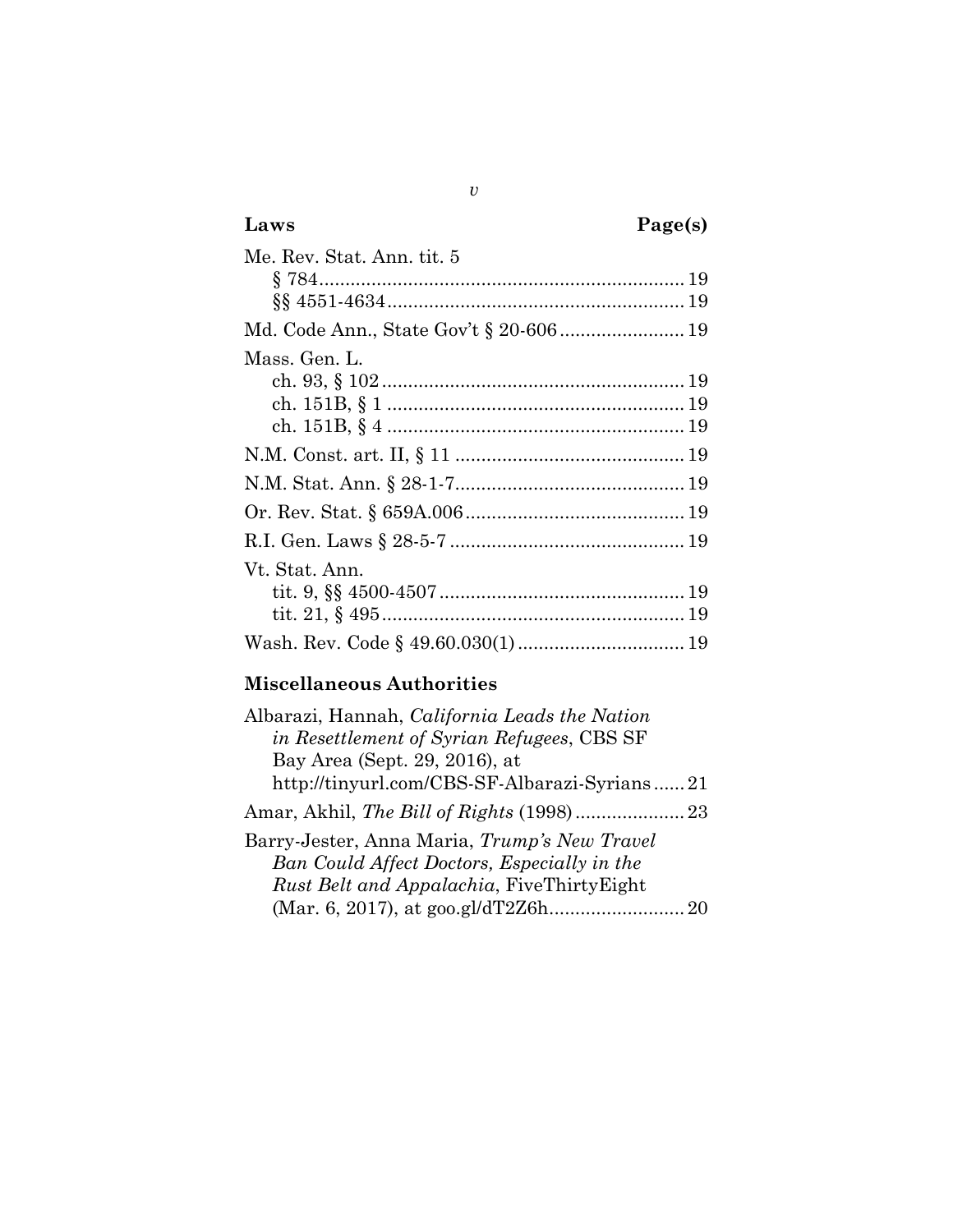| Laws | Page(s) |
|---|---|
| Me. Rev. Stat. Ann. tit. 5 | |
| § 784 | 19 |
| §§ 4551-4634 | 19 |
| Md. Code Ann., State Gov't § 20-606 | 19 |
| Mass. Gen. L. | |
| ch. 93, § 102 | 19 |
| ch. 151B, § 1 | 19 |
| ch. 151B, § 4 | 19 |
| N.M. Const. art. II, § 11 | 19 |
| N.M. Stat. Ann. § 28-1-7 | 19 |
| Or. Rev. Stat. § 659A.006 | 19 |
| R.I. Gen. Laws § 28-5-7 | 19 |
| Vt. Stat. Ann. | |
| tit. 9, §§ 4500-4507 | 19 |
| tit. 21, § 495 | 19 |
| Wash. Rev. Code § 49.60.030(1) | 19 |

## Miscellaneous Authorities

| | |
|---|---|
| Albarazi, Hannah, *California Leads the Nation in Resettlement of Syrian Refugees*, CBS SF Bay Area (Sept. 29, 2016), at http://tinyurl.com/CBS-SF-Albarazi-Syrians | 21 |
| Amar, Akhil, *The Bill of Rights* (1998) | 23 |
| Barry-Jester, Anna Maria, *Trump's New Travel Ban Could Affect Doctors, Especially in the Rust Belt and Appalachia*, FiveThirtyEight (Mar. 6, 2017), at goo.gl/dT2Z6h | 20 |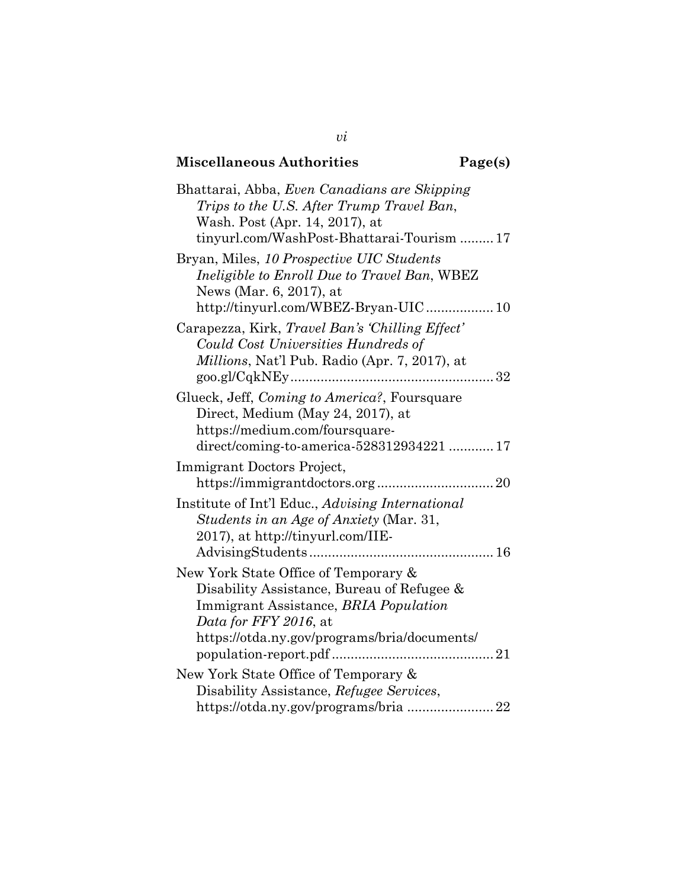**Miscellaneous Authorities** **Page(s)**

Bhattarai, Abba, *Even Canadians are Skipping Trips to the U.S. After Trump Travel Ban*, Wash. Post (Apr. 14, 2017), at tinyurl.com/WashPost-Bhattarai-Tourism ......... 17

Bryan, Miles, *10 Prospective UIC Students Ineligible to Enroll Due to Travel Ban*, WBEZ News (Mar. 6, 2017), at http://tinyurl.com/WBEZ-Bryan-UIC .................. 10

Carapezza, Kirk, *Travel Ban's 'Chilling Effect' Could Cost Universities Hundreds of Millions*, Nat'l Pub. Radio (Apr. 7, 2017), at goo.gl/CqkNEy ..................................................... 32

Glueck, Jeff, *Coming to America?*, Foursquare Direct, Medium (May 24, 2017), at https://medium.com/foursquare-direct/coming-to-america-528312934221 ............ 17

Immigrant Doctors Project, https://immigrantdoctors.org ............................... 20

Institute of Int'l Educ., *Advising International Students in an Age of Anxiety* (Mar. 31, 2017), at http://tinyurl.com/IIE-AdvisingStudents ................................................ 16

New York State Office of Temporary & Disability Assistance, Bureau of Refugee & Immigrant Assistance, *BRIA Population Data for FFY 2016*, at https://otda.ny.gov/programs/bria/documents/population-report.pdf ........................................... 21

New York State Office of Temporary & Disability Assistance, *Refugee Services*, https://otda.ny.gov/programs/bria ....................... 22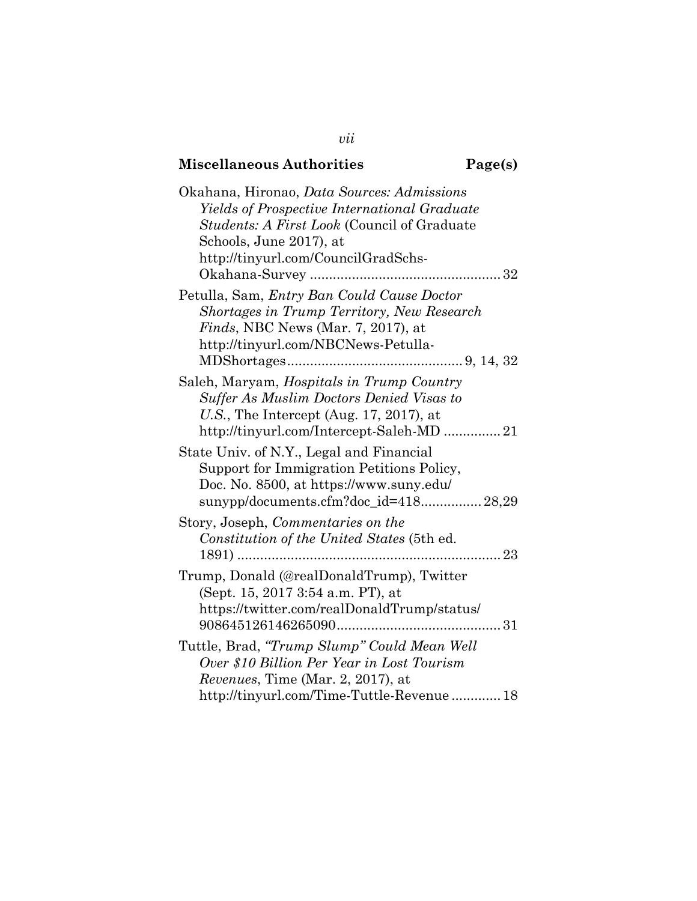**Miscellaneous Authorities** **Page(s)**

Okahana, Hironao, *Data Sources: Admissions Yields of Prospective International Graduate Students: A First Look* (Council of Graduate Schools, June 2017), at http://tinyurl.com/CouncilGradSchs-Okahana-Survey .................................................. 32

Petulla, Sam, *Entry Ban Could Cause Doctor Shortages in Trump Territory, New Research Finds*, NBC News (Mar. 7, 2017), at http://tinyurl.com/NBCNews-Petulla-MDShortages............................................. 9, 14, 32

Saleh, Maryam, *Hospitals in Trump Country Suffer As Muslim Doctors Denied Visas to U.S.*, The Intercept (Aug. 17, 2017), at http://tinyurl.com/Intercept-Saleh-MD ............... 21

State Univ. of N.Y., Legal and Financial Support for Immigration Petitions Policy, Doc. No. 8500, at https://www.suny.edu/sunypp/documents.cfm?doc_id=418................ 28,29

Story, Joseph, *Commentaries on the Constitution of the United States* (5th ed. 1891) ..................................................................... 23

Trump, Donald (@realDonaldTrump), Twitter (Sept. 15, 2017 3:54 a.m. PT), at https://twitter.com/realDonaldTrump/status/908645126146265090........................................... 31

Tuttle, Brad, *"Trump Slump" Could Mean Well Over $10 Billion Per Year in Lost Tourism Revenues*, Time (Mar. 2, 2017), at http://tinyurl.com/Time-Tuttle-Revenue ............. 18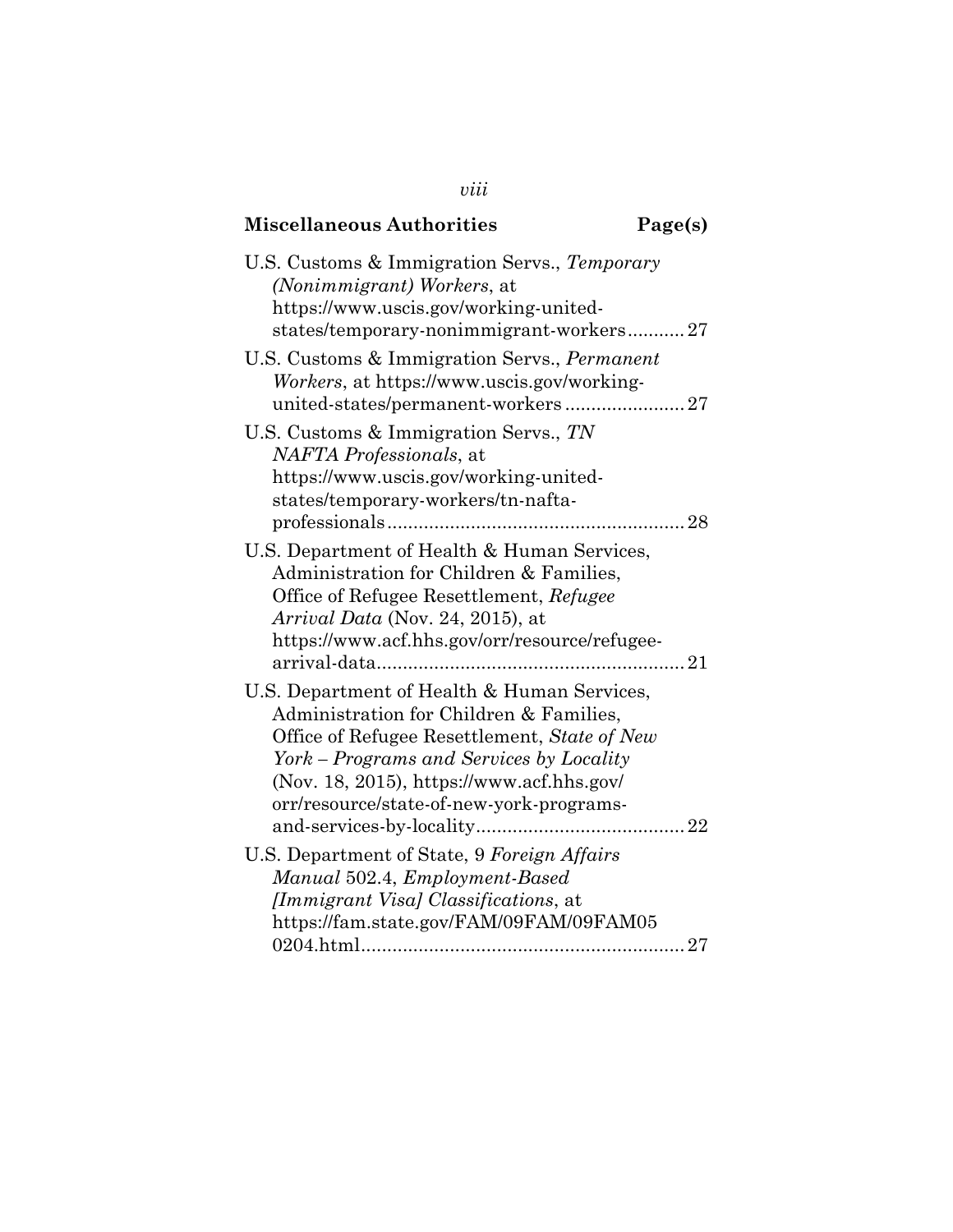**Miscellaneous Authorities** **Page(s)**

U.S. Customs & Immigration Servs., *Temporary (Nonimmigrant) Workers*, at https://www.uscis.gov/working-united-states/temporary-nonimmigrant-workers........... 27

U.S. Customs & Immigration Servs., *Permanent Workers*, at https://www.uscis.gov/working-united-states/permanent-workers....................... 27

U.S. Customs & Immigration Servs., *TN NAFTA Professionals*, at https://www.uscis.gov/working-united-states/temporary-workers/tn-nafta-professionals......................................................... 28

U.S. Department of Health & Human Services, Administration for Children & Families, Office of Refugee Resettlement, *Refugee Arrival Data* (Nov. 24, 2015), at https://www.acf.hhs.gov/orr/resource/refugee-arrival-data........................................................... 21

U.S. Department of Health & Human Services, Administration for Children & Families, Office of Refugee Resettlement, *State of New York – Programs and Services by Locality* (Nov. 18, 2015), https://www.acf.hhs.gov/orr/resource/state-of-new-york-programs-and-services-by-locality........................................ 22

U.S. Department of State, 9 *Foreign Affairs Manual* 502.4, *Employment-Based [Immigrant Visa] Classifications*, at https://fam.state.gov/FAM/09FAM/09FAM050204.html.............................................................. 27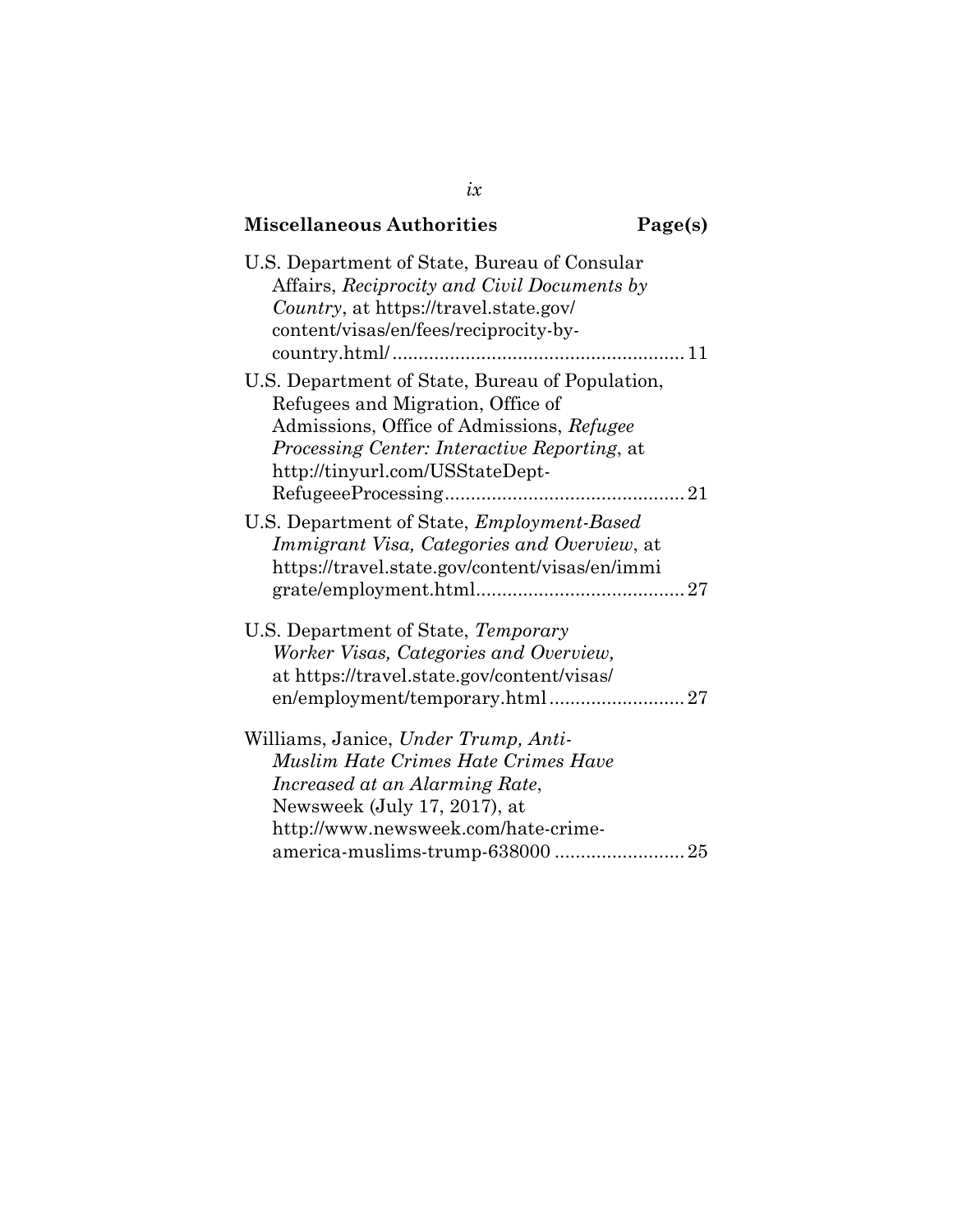## Miscellaneous Authorities — Page(s)

U.S. Department of State, Bureau of Consular Affairs, *Reciprocity and Civil Documents by Country*, at https://travel.state.gov/content/visas/en/fees/reciprocity-by-country.html/ ........................................................ 11

U.S. Department of State, Bureau of Population, Refugees and Migration, Office of Admissions, Office of Admissions, *Refugee Processing Center: Interactive Reporting*, at http://tinyurl.com/USStateDept-RefugeeeProcessing.............................................. 21

U.S. Department of State, *Employment-Based Immigrant Visa, Categories and Overview*, at https://travel.state.gov/content/visas/en/immigrate/employment.html........................................ 27

U.S. Department of State, *Temporary Worker Visas, Categories and Overview,* at https://travel.state.gov/content/visas/en/employment/temporary.html.......................... 27

Williams, Janice, *Under Trump, Anti-Muslim Hate Crimes Hate Crimes Have Increased at an Alarming Rate*, Newsweek (July 17, 2017), at http://www.newsweek.com/hate-crime-america-muslims-trump-638000 ......................... 25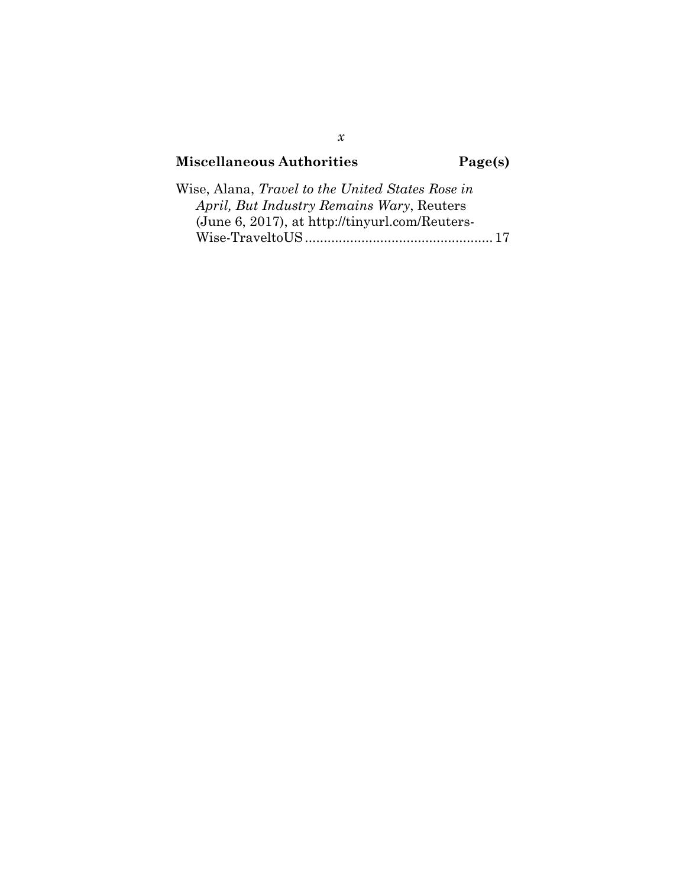**Miscellaneous Authorities** **Page(s)**

Wise, Alana, *Travel to the United States Rose in April, But Industry Remains Wary*, Reuters (June 6, 2017), at http://tinyurl.com/Reuters-Wise-TraveltoUS .................................................. 17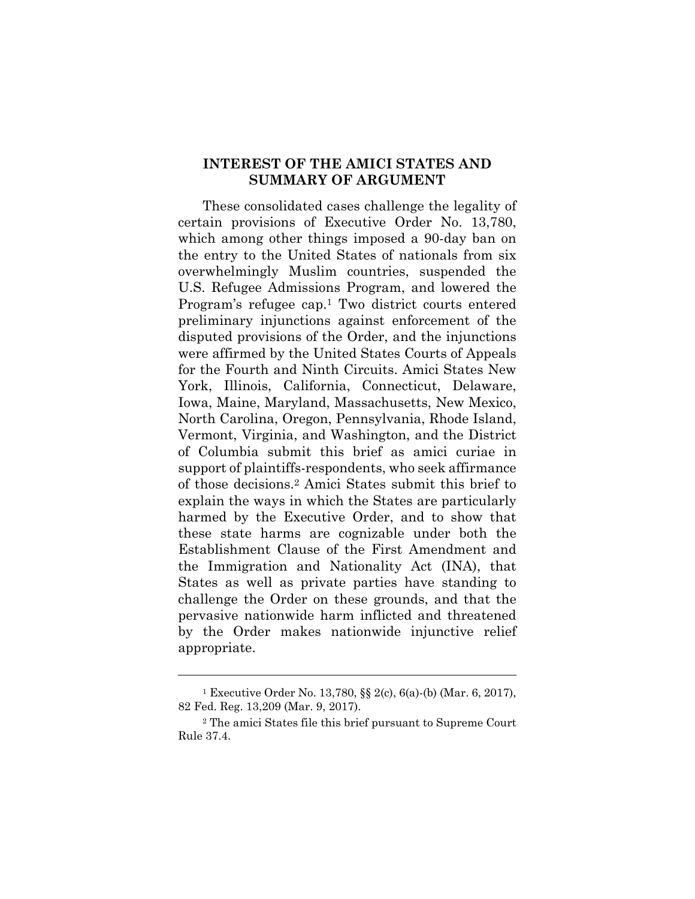## INTEREST OF THE AMICI STATES AND SUMMARY OF ARGUMENT

These consolidated cases challenge the legality of certain provisions of Executive Order No. 13,780, which among other things imposed a 90-day ban on the entry to the United States of nationals from six overwhelmingly Muslim countries, suspended the U.S. Refugee Admissions Program, and lowered the Program's refugee cap.[1] Two district courts entered preliminary injunctions against enforcement of the disputed provisions of the Order, and the injunctions were affirmed by the United States Courts of Appeals for the Fourth and Ninth Circuits. Amici States New York, Illinois, California, Connecticut, Delaware, Iowa, Maine, Maryland, Massachusetts, New Mexico, North Carolina, Oregon, Pennsylvania, Rhode Island, Vermont, Virginia, and Washington, and the District of Columbia submit this brief as amici curiae in support of plaintiffs-respondents, who seek affirmance of those decisions.[2] Amici States submit this brief to explain the ways in which the States are particularly harmed by the Executive Order, and to show that these state harms are cognizable under both the Establishment Clause of the First Amendment and the Immigration and Nationality Act (INA), that States as well as private parties have standing to challenge the Order on these grounds, and that the pervasive nationwide harm inflicted and threatened by the Order makes nationwide injunctive relief appropriate.

---

[1] Executive Order No. 13,780, §§ 2(c), 6(a)-(b) (Mar. 6, 2017), 82 Fed. Reg. 13,209 (Mar. 9, 2017).

[2] The amici States file this brief pursuant to Supreme Court Rule 37.4.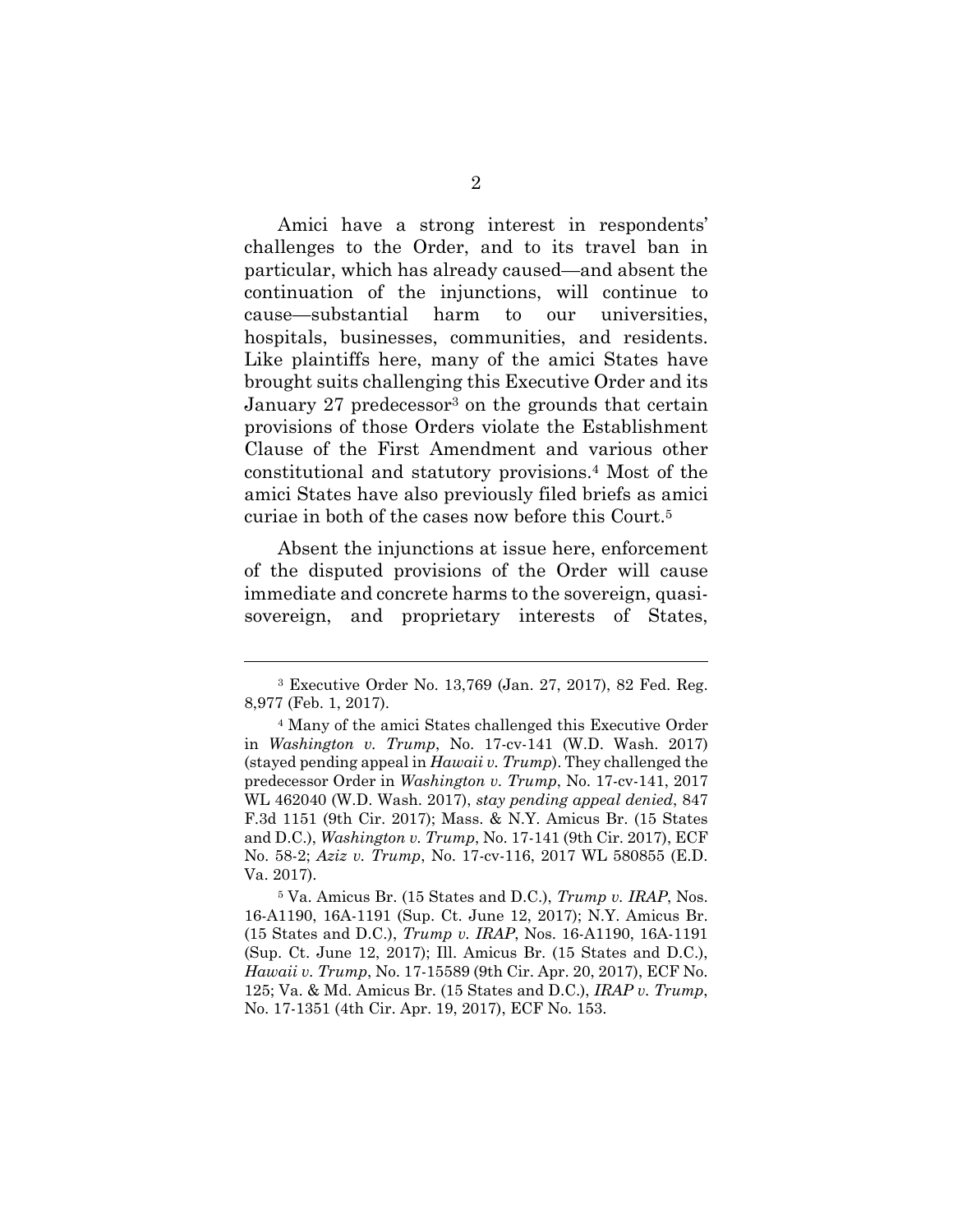Amici have a strong interest in respondents' challenges to the Order, and to its travel ban in particular, which has already caused—and absent the continuation of the injunctions, will continue to cause—substantial harm to our universities, hospitals, businesses, communities, and residents. Like plaintiffs here, many of the amici States have brought suits challenging this Executive Order and its January 27 predecessor[3] on the grounds that certain provisions of those Orders violate the Establishment Clause of the First Amendment and various other constitutional and statutory provisions.[4] Most of the amici States have also previously filed briefs as amici curiae in both of the cases now before this Court.[5]

Absent the injunctions at issue here, enforcement of the disputed provisions of the Order will cause immediate and concrete harms to the sovereign, quasi-sovereign, and proprietary interests of States,

---

[3] Executive Order No. 13,769 (Jan. 27, 2017), 82 Fed. Reg. 8,977 (Feb. 1, 2017).

[4] Many of the amici States challenged this Executive Order in *Washington v. Trump*, No. 17-cv-141 (W.D. Wash. 2017) (stayed pending appeal in *Hawaii v. Trump*). They challenged the predecessor Order in *Washington v. Trump*, No. 17-cv-141, 2017 WL 462040 (W.D. Wash. 2017), *stay pending appeal denied*, 847 F.3d 1151 (9th Cir. 2017); Mass. & N.Y. Amicus Br. (15 States and D.C.), *Washington v. Trump*, No. 17-141 (9th Cir. 2017), ECF No. 58-2; *Aziz v. Trump*, No. 17-cv-116, 2017 WL 580855 (E.D. Va. 2017).

[5] Va. Amicus Br. (15 States and D.C.), *Trump v. IRAP*, Nos. 16-A1190, 16A-1191 (Sup. Ct. June 12, 2017); N.Y. Amicus Br. (15 States and D.C.), *Trump v. IRAP*, Nos. 16-A1190, 16A-1191 (Sup. Ct. June 12, 2017); Ill. Amicus Br. (15 States and D.C.), *Hawaii v. Trump*, No. 17-15589 (9th Cir. Apr. 20, 2017), ECF No. 125; Va. & Md. Amicus Br. (15 States and D.C.), *IRAP v. Trump*, No. 17-1351 (4th Cir. Apr. 19, 2017), ECF No. 153.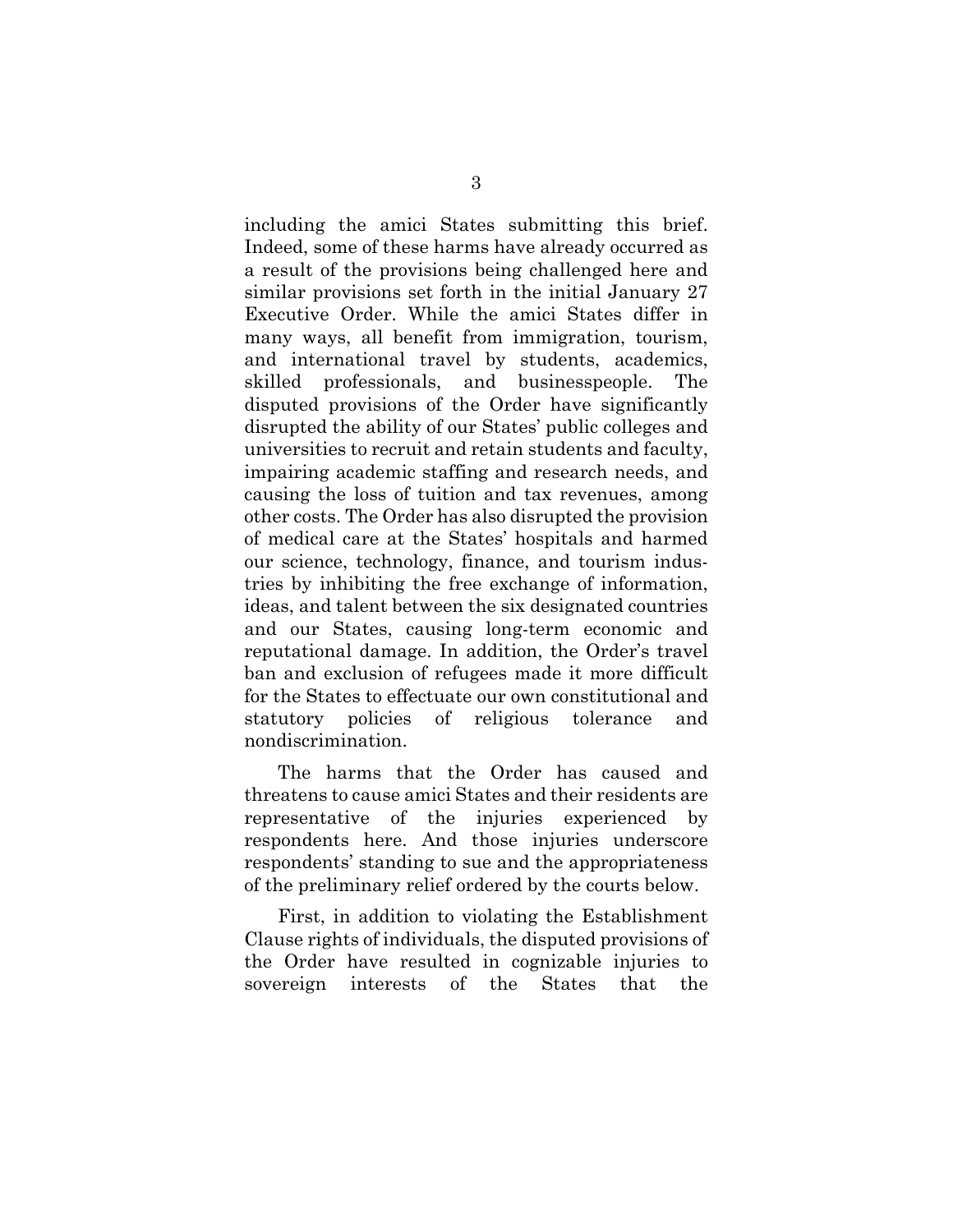including the amici States submitting this brief. Indeed, some of these harms have already occurred as a result of the provisions being challenged here and similar provisions set forth in the initial January 27 Executive Order. While the amici States differ in many ways, all benefit from immigration, tourism, and international travel by students, academics, skilled professionals, and businesspeople. The disputed provisions of the Order have significantly disrupted the ability of our States' public colleges and universities to recruit and retain students and faculty, impairing academic staffing and research needs, and causing the loss of tuition and tax revenues, among other costs. The Order has also disrupted the provision of medical care at the States' hospitals and harmed our science, technology, finance, and tourism industries by inhibiting the free exchange of information, ideas, and talent between the six designated countries and our States, causing long-term economic and reputational damage. In addition, the Order's travel ban and exclusion of refugees made it more difficult for the States to effectuate our own constitutional and statutory policies of religious tolerance and nondiscrimination.

The harms that the Order has caused and threatens to cause amici States and their residents are representative of the injuries experienced by respondents here. And those injuries underscore respondents' standing to sue and the appropriateness of the preliminary relief ordered by the courts below.

First, in addition to violating the Establishment Clause rights of individuals, the disputed provisions of the Order have resulted in cognizable injuries to sovereign interests of the States that the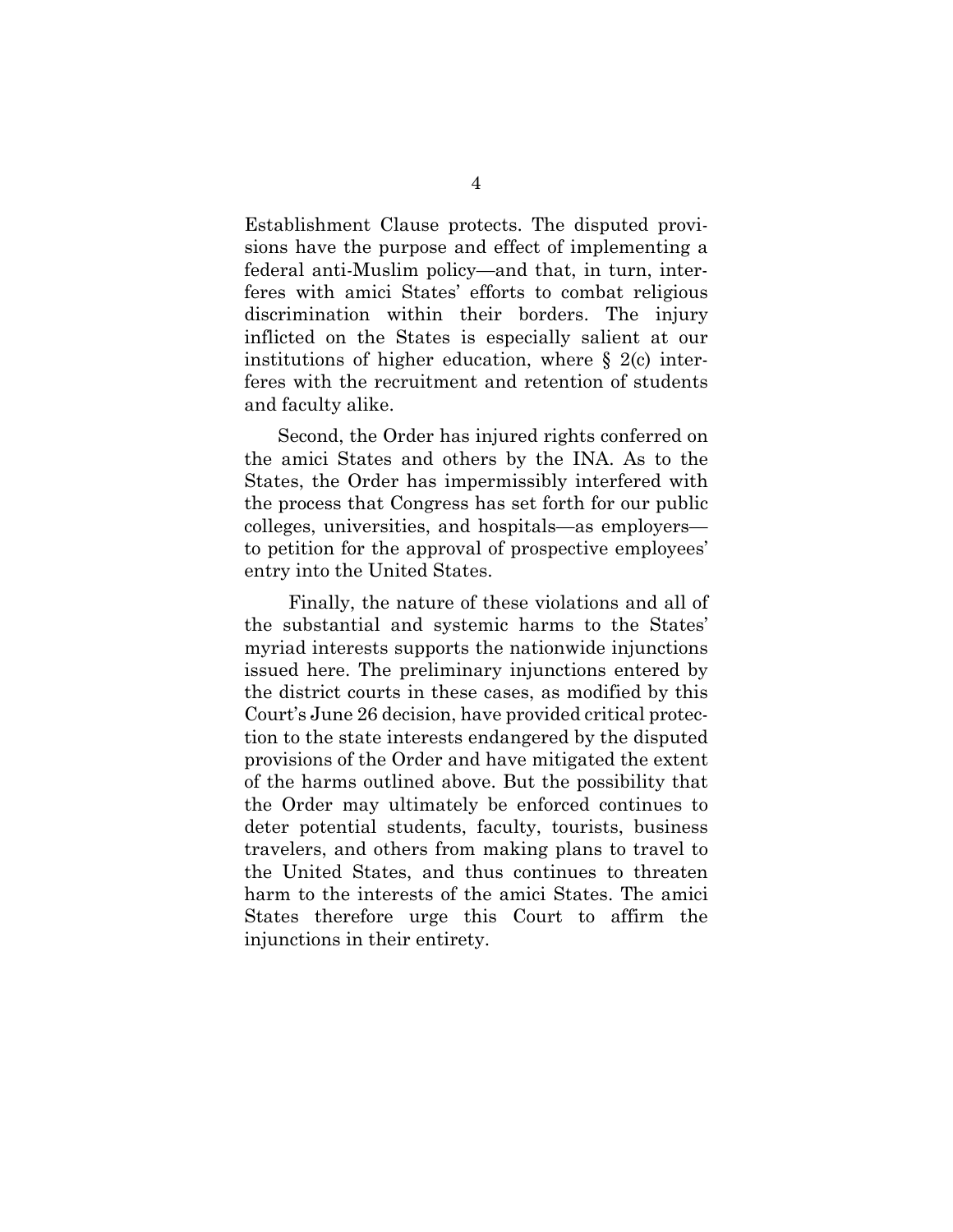Establishment Clause protects. The disputed provisions have the purpose and effect of implementing a federal anti-Muslim policy—and that, in turn, interferes with amici States' efforts to combat religious discrimination within their borders. The injury inflicted on the States is especially salient at our institutions of higher education, where § 2(c) interferes with the recruitment and retention of students and faculty alike.

Second, the Order has injured rights conferred on the amici States and others by the INA. As to the States, the Order has impermissibly interfered with the process that Congress has set forth for our public colleges, universities, and hospitals—as employers—to petition for the approval of prospective employees' entry into the United States.

Finally, the nature of these violations and all of the substantial and systemic harms to the States' myriad interests supports the nationwide injunctions issued here. The preliminary injunctions entered by the district courts in these cases, as modified by this Court's June 26 decision, have provided critical protection to the state interests endangered by the disputed provisions of the Order and have mitigated the extent of the harms outlined above. But the possibility that the Order may ultimately be enforced continues to deter potential students, faculty, tourists, business travelers, and others from making plans to travel to the United States, and thus continues to threaten harm to the interests of the amici States. The amici States therefore urge this Court to affirm the injunctions in their entirety.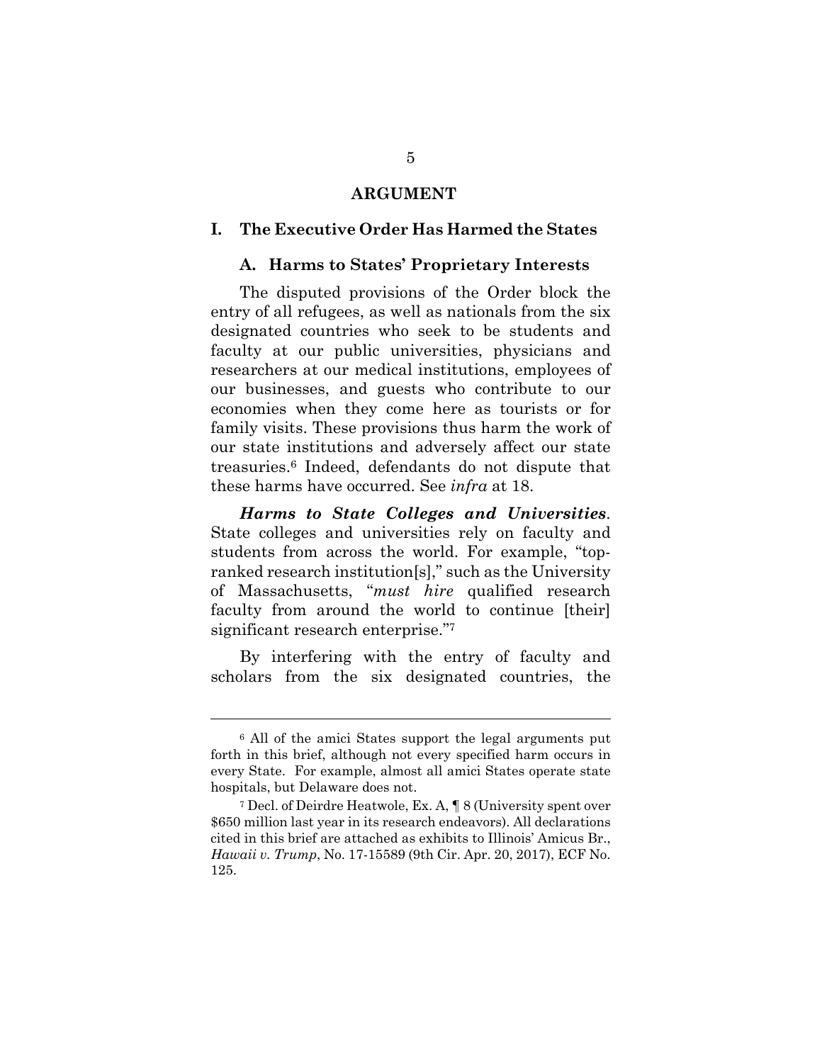# ARGUMENT

## I. The Executive Order Has Harmed the States

### A. Harms to States' Proprietary Interests

The disputed provisions of the Order block the entry of all refugees, as well as nationals from the six designated countries who seek to be students and faculty at our public universities, physicians and researchers at our medical institutions, employees of our businesses, and guests who contribute to our economies when they come here as tourists or for family visits. These provisions thus harm the work of our state institutions and adversely affect our state treasuries.[6] Indeed, defendants do not dispute that these harms have occurred. See *infra* at 18.

***Harms to State Colleges and Universities***. State colleges and universities rely on faculty and students from across the world. For example, "top-ranked research institution[s]," such as the University of Massachusetts, "*must hire* qualified research faculty from around the world to continue [their] significant research enterprise."[7]

By interfering with the entry of faculty and scholars from the six designated countries, the

---

[6] All of the amici States support the legal arguments put forth in this brief, although not every specified harm occurs in every State. For example, almost all amici States operate state hospitals, but Delaware does not.

[7] Decl. of Deirdre Heatwole, Ex. A, ¶ 8 (University spent over $650 million last year in its research endeavors). All declarations cited in this brief are attached as exhibits to Illinois' Amicus Br., *Hawaii v. Trump*, No. 17-15589 (9th Cir. Apr. 20, 2017), ECF No. 125.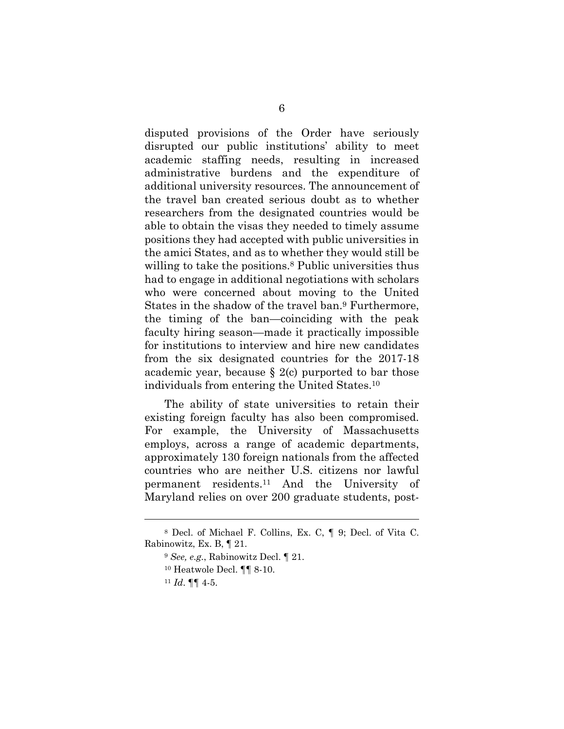disputed provisions of the Order have seriously disrupted our public institutions' ability to meet academic staffing needs, resulting in increased administrative burdens and the expenditure of additional university resources. The announcement of the travel ban created serious doubt as to whether researchers from the designated countries would be able to obtain the visas they needed to timely assume positions they had accepted with public universities in the amici States, and as to whether they would still be willing to take the positions.[8] Public universities thus had to engage in additional negotiations with scholars who were concerned about moving to the United States in the shadow of the travel ban.[9] Furthermore, the timing of the ban—coinciding with the peak faculty hiring season—made it practically impossible for institutions to interview and hire new candidates from the six designated countries for the 2017-18 academic year, because § 2(c) purported to bar those individuals from entering the United States.[10]

The ability of state universities to retain their existing foreign faculty has also been compromised. For example, the University of Massachusetts employs, across a range of academic departments, approximately 130 foreign nationals from the affected countries who are neither U.S. citizens nor lawful permanent residents.[11] And the University of Maryland relies on over 200 graduate students, post-

---

[8] Decl. of Michael F. Collins, Ex. C, ¶ 9; Decl. of Vita C. Rabinowitz, Ex. B, ¶ 21.

[9] *See, e.g.*, Rabinowitz Decl. ¶ 21.

[10] Heatwole Decl. ¶¶ 8-10.

[11] *Id*. ¶¶ 4-5.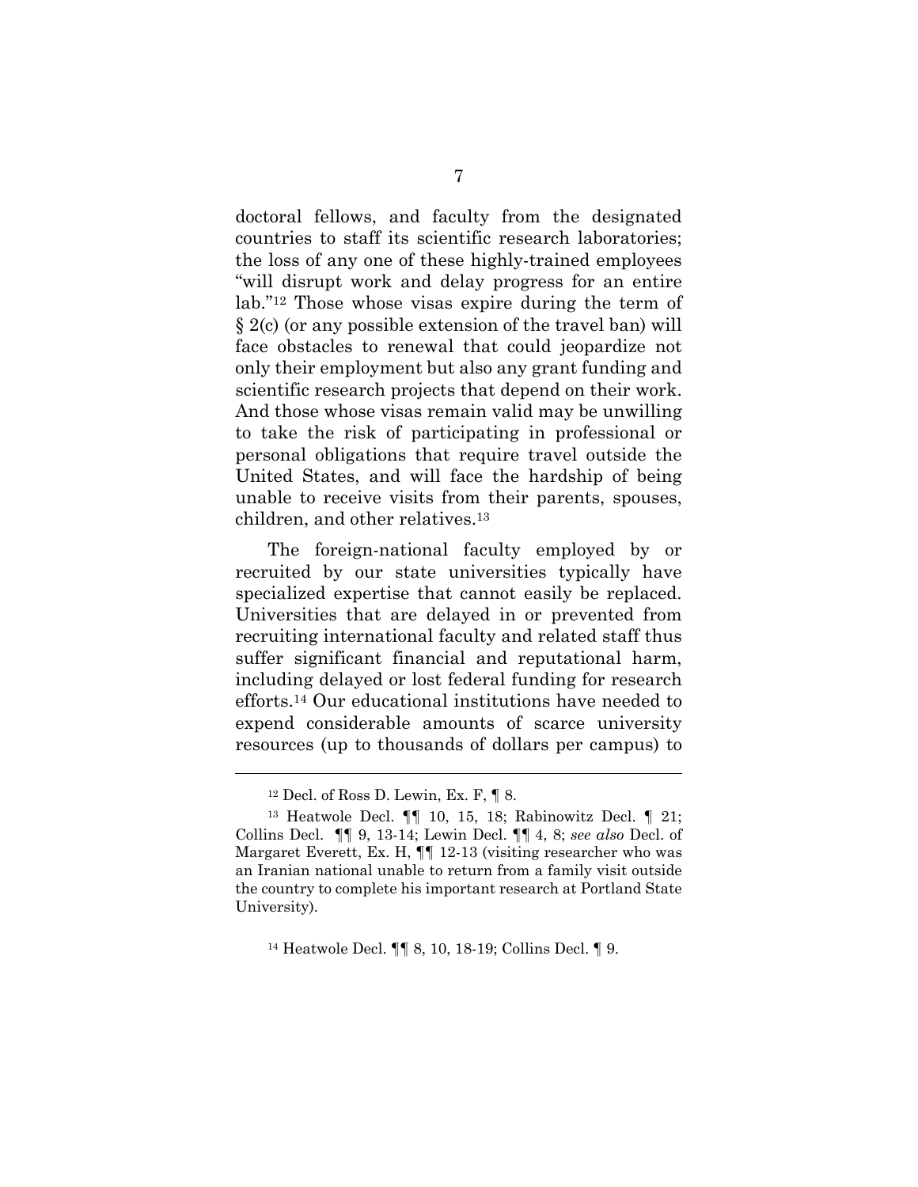doctoral fellows, and faculty from the designated countries to staff its scientific research laboratories; the loss of any one of these highly-trained employees "will disrupt work and delay progress for an entire lab."[12] Those whose visas expire during the term of § 2(c) (or any possible extension of the travel ban) will face obstacles to renewal that could jeopardize not only their employment but also any grant funding and scientific research projects that depend on their work. And those whose visas remain valid may be unwilling to take the risk of participating in professional or personal obligations that require travel outside the United States, and will face the hardship of being unable to receive visits from their parents, spouses, children, and other relatives.[13]

The foreign-national faculty employed by or recruited by our state universities typically have specialized expertise that cannot easily be replaced. Universities that are delayed in or prevented from recruiting international faculty and related staff thus suffer significant financial and reputational harm, including delayed or lost federal funding for research efforts.[14] Our educational institutions have needed to expend considerable amounts of scarce university resources (up to thousands of dollars per campus) to

---

[12] Decl. of Ross D. Lewin, Ex. F, ¶ 8.

[13] Heatwole Decl. ¶¶ 10, 15, 18; Rabinowitz Decl. ¶ 21; Collins Decl. ¶¶ 9, 13-14; Lewin Decl. ¶¶ 4, 8; *see also* Decl. of Margaret Everett, Ex. H, ¶¶ 12-13 (visiting researcher who was an Iranian national unable to return from a family visit outside the country to complete his important research at Portland State University).

[14] Heatwole Decl. ¶¶ 8, 10, 18-19; Collins Decl. ¶ 9.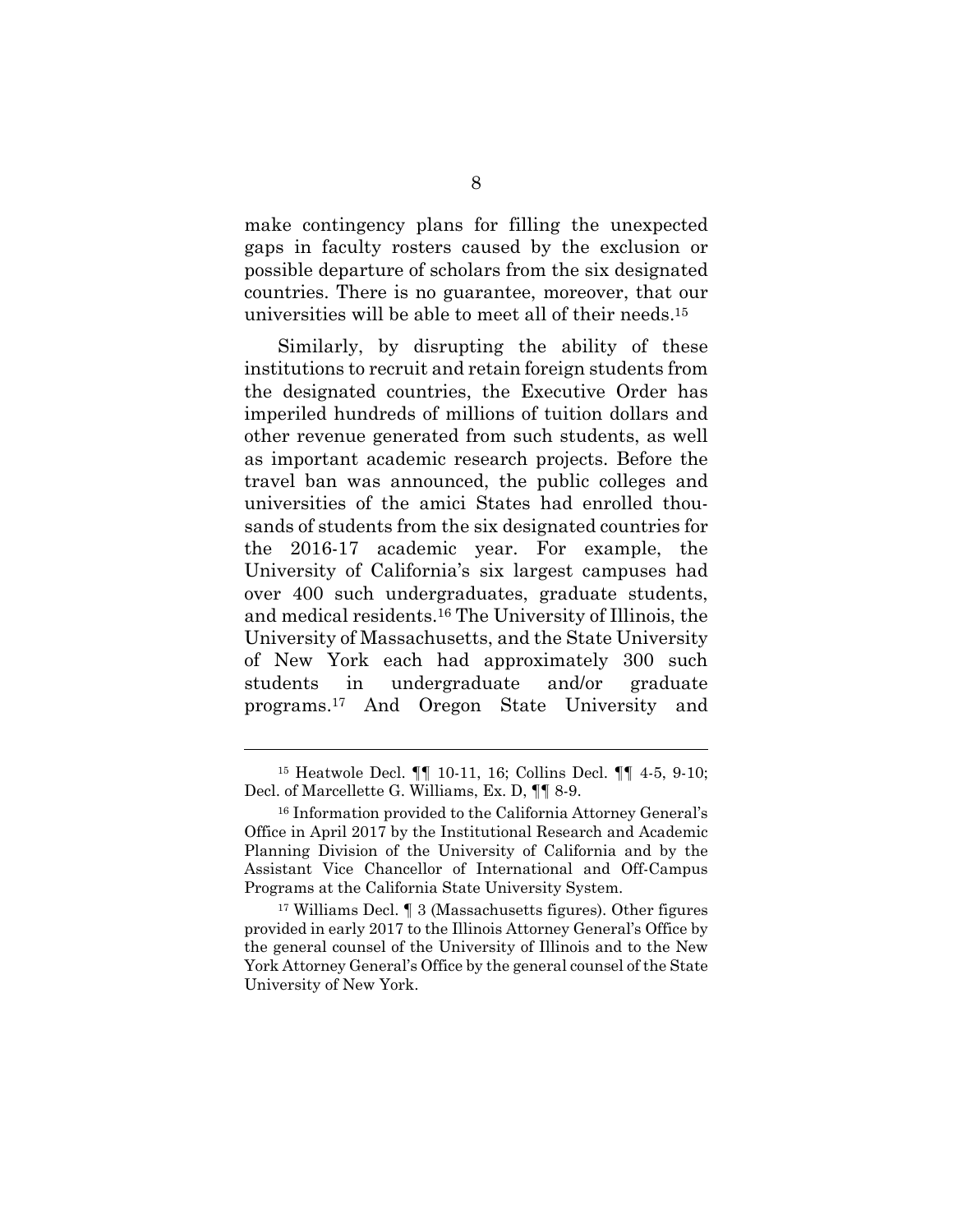make contingency plans for filling the unexpected gaps in faculty rosters caused by the exclusion or possible departure of scholars from the six designated countries. There is no guarantee, moreover, that our universities will be able to meet all of their needs.[15]

Similarly, by disrupting the ability of these institutions to recruit and retain foreign students from the designated countries, the Executive Order has imperiled hundreds of millions of tuition dollars and other revenue generated from such students, as well as important academic research projects. Before the travel ban was announced, the public colleges and universities of the amici States had enrolled thousands of students from the six designated countries for the 2016-17 academic year. For example, the University of California's six largest campuses had over 400 such undergraduates, graduate students, and medical residents.[16] The University of Illinois, the University of Massachusetts, and the State University of New York each had approximately 300 such students in undergraduate and/or graduate programs.[17] And Oregon State University and

---

[15] Heatwole Decl. ¶¶ 10-11, 16; Collins Decl. ¶¶ 4-5, 9-10; Decl. of Marcellette G. Williams, Ex. D, ¶¶ 8-9.

[16] Information provided to the California Attorney General's Office in April 2017 by the Institutional Research and Academic Planning Division of the University of California and by the Assistant Vice Chancellor of International and Off-Campus Programs at the California State University System.

[17] Williams Decl. ¶ 3 (Massachusetts figures). Other figures provided in early 2017 to the Illinois Attorney General's Office by the general counsel of the University of Illinois and to the New York Attorney General's Office by the general counsel of the State University of New York.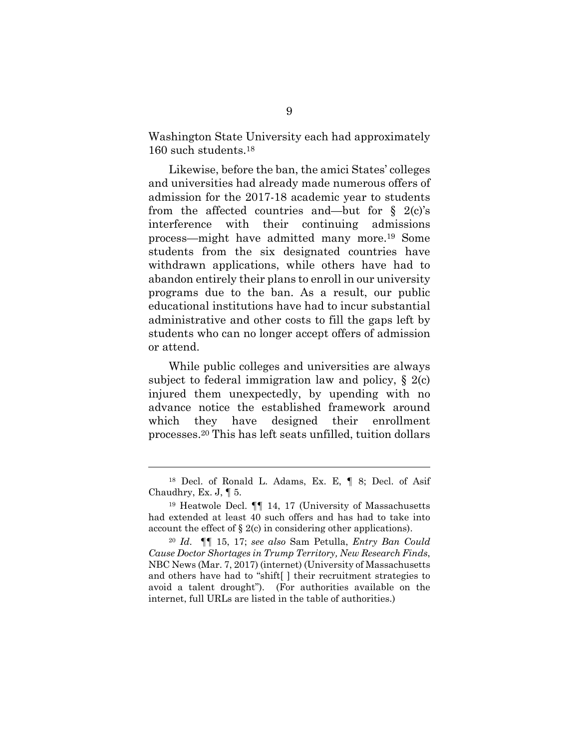Washington State University each had approximately 160 such students.[18]

Likewise, before the ban, the amici States' colleges and universities had already made numerous offers of admission for the 2017-18 academic year to students from the affected countries and—but for § 2(c)'s interference with their continuing admissions process—might have admitted many more.[19] Some students from the six designated countries have withdrawn applications, while others have had to abandon entirely their plans to enroll in our university programs due to the ban. As a result, our public educational institutions have had to incur substantial administrative and other costs to fill the gaps left by students who can no longer accept offers of admission or attend.

While public colleges and universities are always subject to federal immigration law and policy, § 2(c) injured them unexpectedly, by upending with no advance notice the established framework around which they have designed their enrollment processes.[20] This has left seats unfilled, tuition dollars

---

[18] Decl. of Ronald L. Adams, Ex. E, ¶ 8; Decl. of Asif Chaudhry, Ex. J, ¶ 5.

[19] Heatwole Decl. ¶¶ 14, 17 (University of Massachusetts had extended at least 40 such offers and has had to take into account the effect of § 2(c) in considering other applications).

[20] *Id.* ¶¶ 15, 17; *see also* Sam Petulla, *Entry Ban Could Cause Doctor Shortages in Trump Territory, New Research Finds*, NBC News (Mar. 7, 2017) (internet) (University of Massachusetts and others have had to "shift[ ] their recruitment strategies to avoid a talent drought"). (For authorities available on the internet, full URLs are listed in the table of authorities.)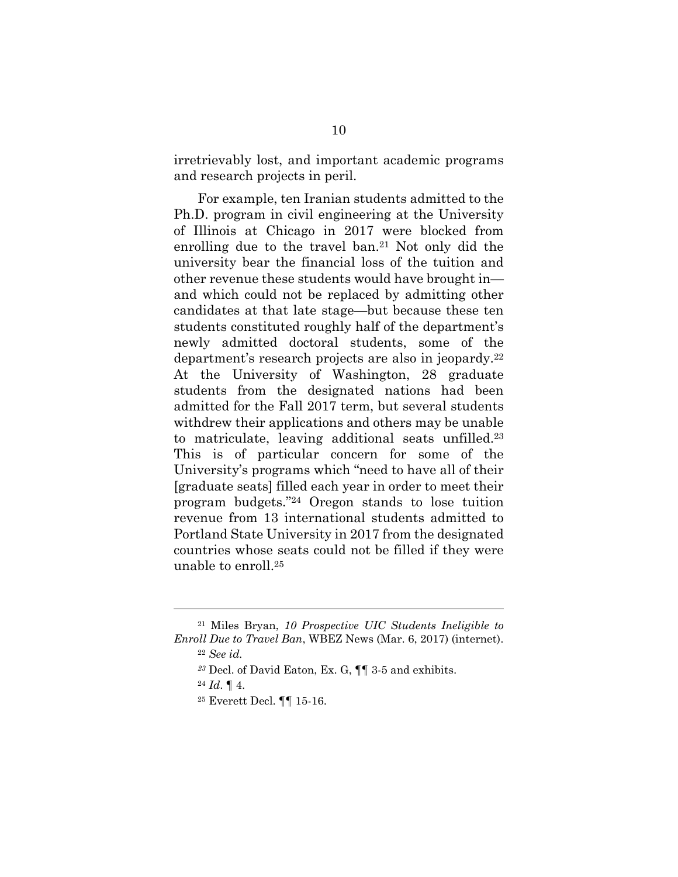irretrievably lost, and important academic programs and research projects in peril.

For example, ten Iranian students admitted to the Ph.D. program in civil engineering at the University of Illinois at Chicago in 2017 were blocked from enrolling due to the travel ban.[21] Not only did the university bear the financial loss of the tuition and other revenue these students would have brought in—and which could not be replaced by admitting other candidates at that late stage—but because these ten students constituted roughly half of the department's newly admitted doctoral students, some of the department's research projects are also in jeopardy.[22] At the University of Washington, 28 graduate students from the designated nations had been admitted for the Fall 2017 term, but several students withdrew their applications and others may be unable to matriculate, leaving additional seats unfilled.[23] This is of particular concern for some of the University's programs which "need to have all of their [graduate seats] filled each year in order to meet their program budgets."[24] Oregon stands to lose tuition revenue from 13 international students admitted to Portland State University in 2017 from the designated countries whose seats could not be filled if they were unable to enroll.[25]

---

[21] Miles Bryan, *10 Prospective UIC Students Ineligible to Enroll Due to Travel Ban*, WBEZ News (Mar. 6, 2017) (internet).

[22] *See id.*

[23] Decl. of David Eaton, Ex. G, ¶¶ 3-5 and exhibits.

[24] *Id*. ¶ 4.

[25] Everett Decl. ¶¶ 15-16.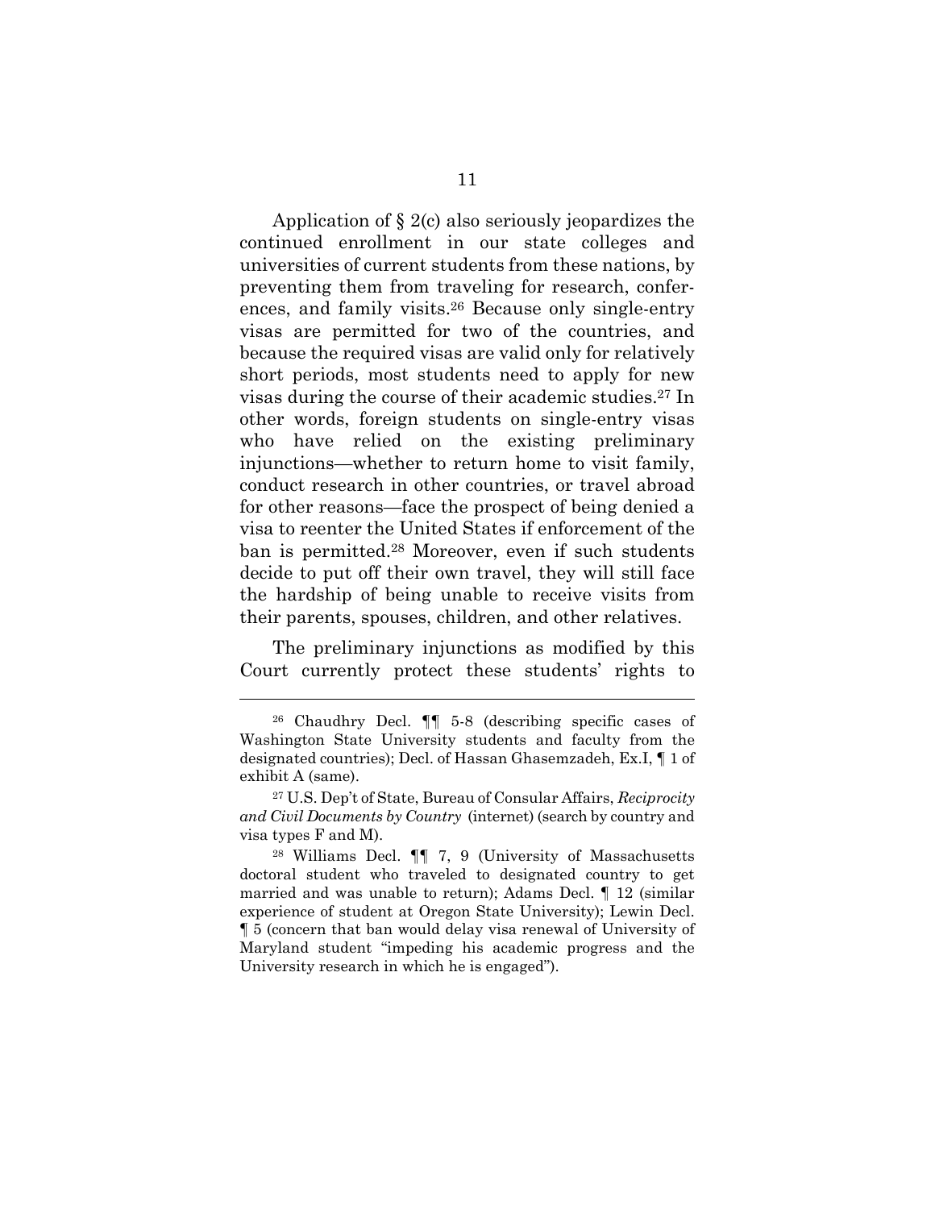Application of § 2(c) also seriously jeopardizes the continued enrollment in our state colleges and universities of current students from these nations, by preventing them from traveling for research, conferences, and family visits.[26] Because only single-entry visas are permitted for two of the countries, and because the required visas are valid only for relatively short periods, most students need to apply for new visas during the course of their academic studies.[27] In other words, foreign students on single-entry visas who have relied on the existing preliminary injunctions—whether to return home to visit family, conduct research in other countries, or travel abroad for other reasons—face the prospect of being denied a visa to reenter the United States if enforcement of the ban is permitted.[28] Moreover, even if such students decide to put off their own travel, they will still face the hardship of being unable to receive visits from their parents, spouses, children, and other relatives.

The preliminary injunctions as modified by this Court currently protect these students' rights to

---

[26] Chaudhry Decl. ¶¶ 5-8 (describing specific cases of Washington State University students and faculty from the designated countries); Decl. of Hassan Ghasemzadeh, Ex.I, ¶ 1 of exhibit A (same).

[27] U.S. Dep't of State, Bureau of Consular Affairs, *Reciprocity and Civil Documents by Country* (internet) (search by country and visa types F and M).

[28] Williams Decl. ¶¶ 7, 9 (University of Massachusetts doctoral student who traveled to designated country to get married and was unable to return); Adams Decl. ¶ 12 (similar experience of student at Oregon State University); Lewin Decl. ¶ 5 (concern that ban would delay visa renewal of University of Maryland student "impeding his academic progress and the University research in which he is engaged").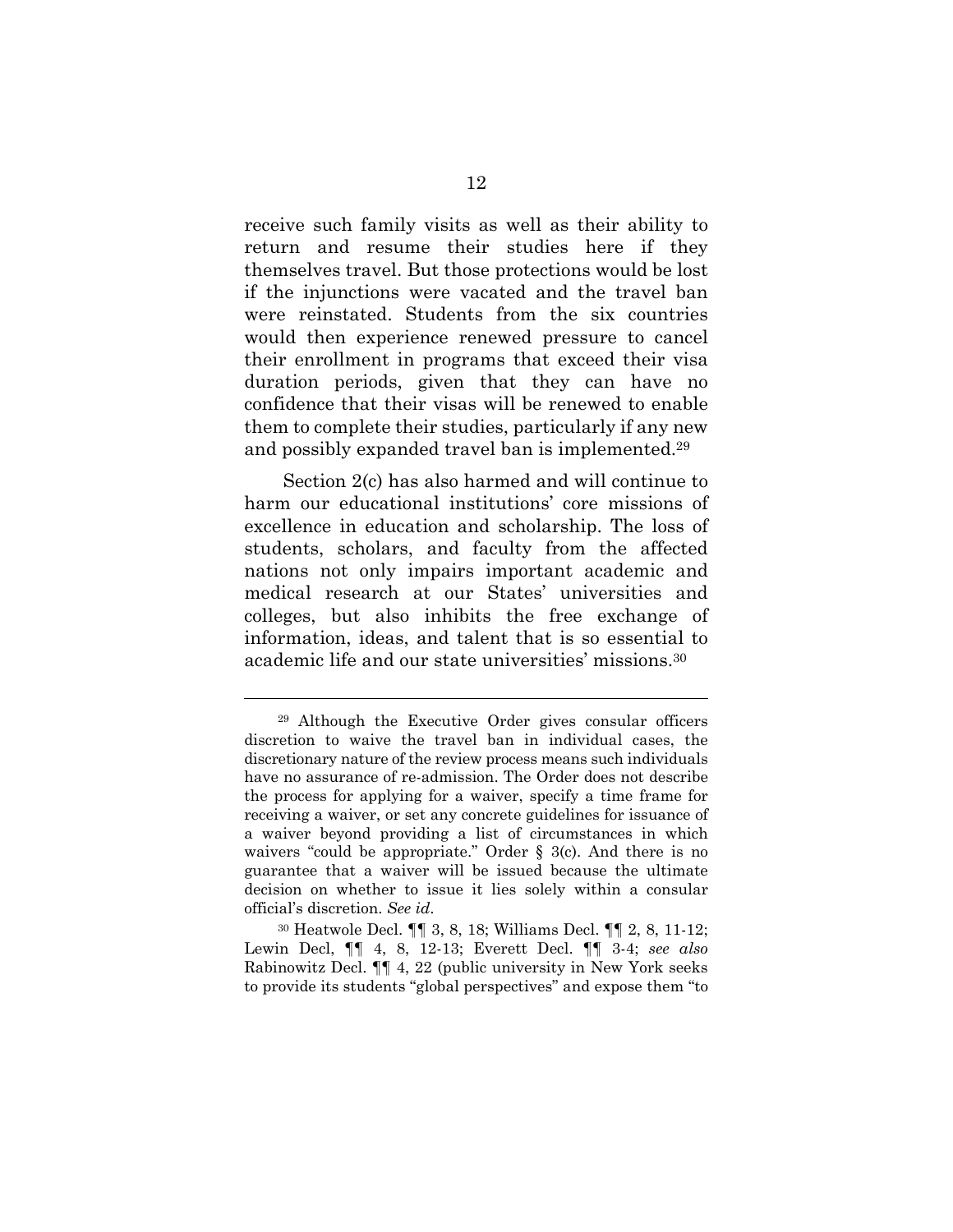receive such family visits as well as their ability to return and resume their studies here if they themselves travel. But those protections would be lost if the injunctions were vacated and the travel ban were reinstated. Students from the six countries would then experience renewed pressure to cancel their enrollment in programs that exceed their visa duration periods, given that they can have no confidence that their visas will be renewed to enable them to complete their studies, particularly if any new and possibly expanded travel ban is implemented.[29]

Section 2(c) has also harmed and will continue to harm our educational institutions' core missions of excellence in education and scholarship. The loss of students, scholars, and faculty from the affected nations not only impairs important academic and medical research at our States' universities and colleges, but also inhibits the free exchange of information, ideas, and talent that is so essential to academic life and our state universities' missions.[30]

---

[29] Although the Executive Order gives consular officers discretion to waive the travel ban in individual cases, the discretionary nature of the review process means such individuals have no assurance of re-admission. The Order does not describe the process for applying for a waiver, specify a time frame for receiving a waiver, or set any concrete guidelines for issuance of a waiver beyond providing a list of circumstances in which waivers "could be appropriate." Order § 3(c). And there is no guarantee that a waiver will be issued because the ultimate decision on whether to issue it lies solely within a consular official's discretion. *See id.*

[30] Heatwole Decl. ¶¶ 3, 8, 18; Williams Decl. ¶¶ 2, 8, 11-12; Lewin Decl, ¶¶ 4, 8, 12-13; Everett Decl. ¶¶ 3-4; *see also* Rabinowitz Decl. ¶¶ 4, 22 (public university in New York seeks to provide its students "global perspectives" and expose them "to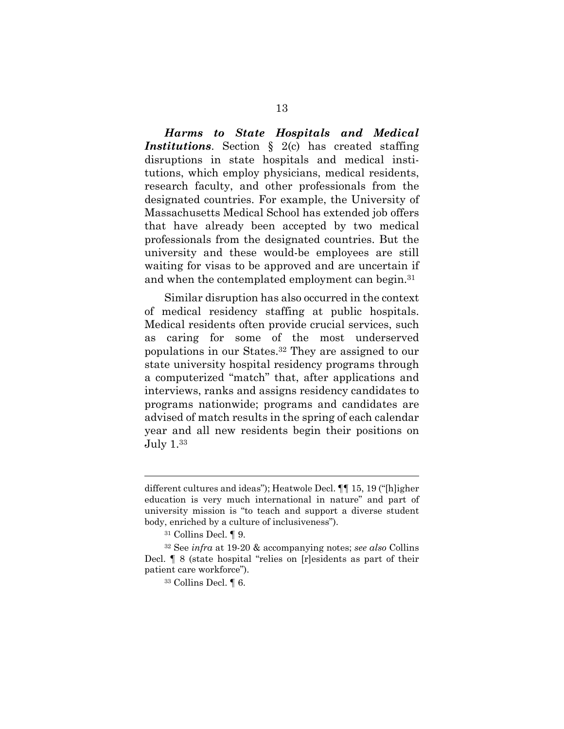***Harms to State Hospitals and Medical Institutions***. Section § 2(c) has created staffing disruptions in state hospitals and medical institutions, which employ physicians, medical residents, research faculty, and other professionals from the designated countries. For example, the University of Massachusetts Medical School has extended job offers that have already been accepted by two medical professionals from the designated countries. But the university and these would-be employees are still waiting for visas to be approved and are uncertain if and when the contemplated employment can begin.[31]

Similar disruption has also occurred in the context of medical residency staffing at public hospitals. Medical residents often provide crucial services, such as caring for some of the most underserved populations in our States.[32] They are assigned to our state university hospital residency programs through a computerized "match" that, after applications and interviews, ranks and assigns residency candidates to programs nationwide; programs and candidates are advised of match results in the spring of each calendar year and all new residents begin their positions on July 1.[33]

---

different cultures and ideas"); Heatwole Decl. ¶¶ 15, 19 ("[h]igher education is very much international in nature" and part of university mission is "to teach and support a diverse student body, enriched by a culture of inclusiveness").

[31] Collins Decl. ¶ 9.

[32] See *infra* at 19-20 & accompanying notes; *see also* Collins Decl. ¶ 8 (state hospital "relies on [r]esidents as part of their patient care workforce").

[33] Collins Decl. ¶ 6.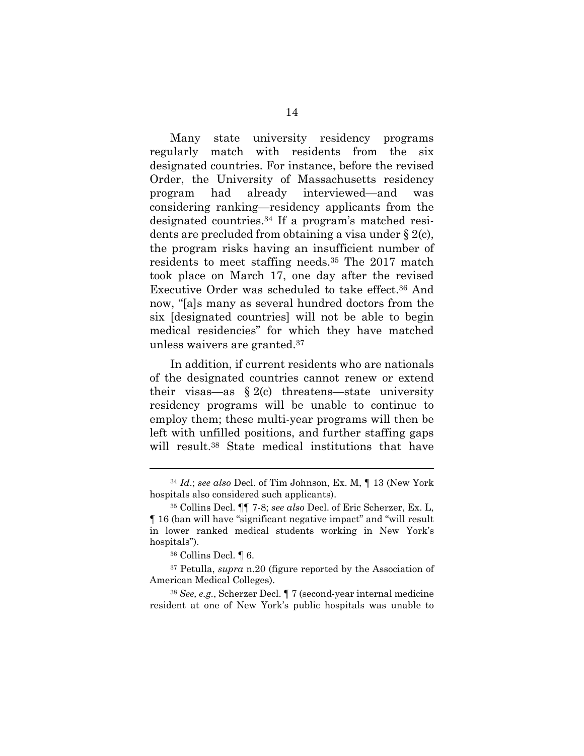Many state university residency programs regularly match with residents from the six designated countries. For instance, before the revised Order, the University of Massachusetts residency program had already interviewed—and was considering ranking—residency applicants from the designated countries.[34] If a program's matched residents are precluded from obtaining a visa under § 2(c), the program risks having an insufficient number of residents to meet staffing needs.[35] The 2017 match took place on March 17, one day after the revised Executive Order was scheduled to take effect.[36] And now, "[a]s many as several hundred doctors from the six [designated countries] will not be able to begin medical residencies" for which they have matched unless waivers are granted.[37]

In addition, if current residents who are nationals of the designated countries cannot renew or extend their visas—as § 2(c) threatens—state university residency programs will be unable to continue to employ them; these multi-year programs will then be left with unfilled positions, and further staffing gaps will result.[38] State medical institutions that have

---

[34] *Id*.; *see also* Decl. of Tim Johnson, Ex. M, ¶ 13 (New York hospitals also considered such applicants).

[35] Collins Decl. ¶¶ 7-8; *see also* Decl. of Eric Scherzer, Ex. L, ¶ 16 (ban will have "significant negative impact" and "will result in lower ranked medical students working in New York's hospitals").

[36] Collins Decl. ¶ 6.

[37] Petulla, *supra* n.20 (figure reported by the Association of American Medical Colleges).

[38] *See, e.g.*, Scherzer Decl. ¶ 7 (second-year internal medicine resident at one of New York's public hospitals was unable to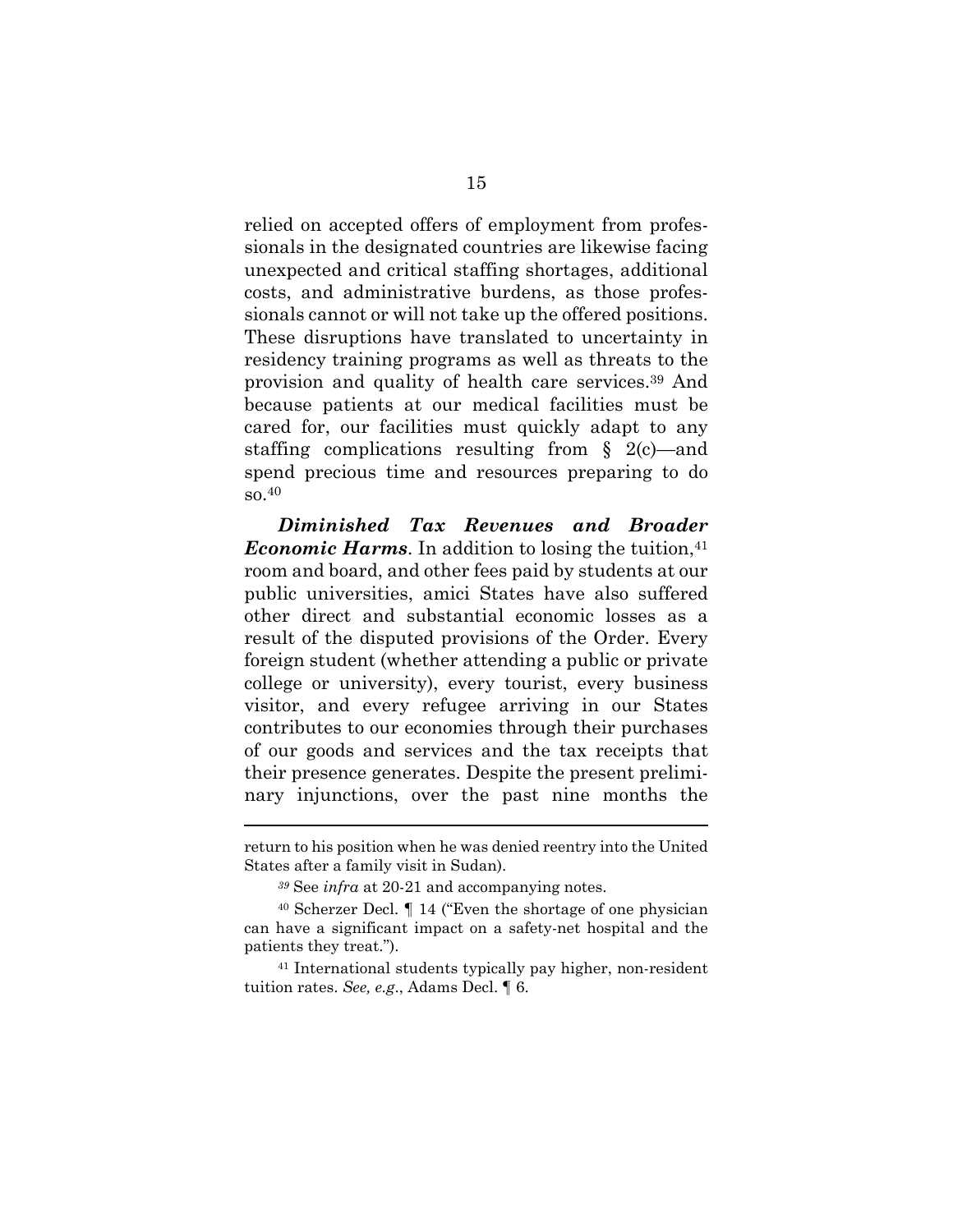relied on accepted offers of employment from professionals in the designated countries are likewise facing unexpected and critical staffing shortages, additional costs, and administrative burdens, as those professionals cannot or will not take up the offered positions. These disruptions have translated to uncertainty in residency training programs as well as threats to the provision and quality of health care services.[39] And because patients at our medical facilities must be cared for, our facilities must quickly adapt to any staffing complications resulting from § 2(c)—and spend precious time and resources preparing to do so.[40]

***Diminished Tax Revenues and Broader Economic Harms***. In addition to losing the tuition,[41] room and board, and other fees paid by students at our public universities, amici States have also suffered other direct and substantial economic losses as a result of the disputed provisions of the Order. Every foreign student (whether attending a public or private college or university), every tourist, every business visitor, and every refugee arriving in our States contributes to our economies through their purchases of our goods and services and the tax receipts that their presence generates. Despite the present preliminary injunctions, over the past nine months the

---

return to his position when he was denied reentry into the United States after a family visit in Sudan).

[39] See *infra* at 20-21 and accompanying notes.

[40] Scherzer Decl. ¶ 14 ("Even the shortage of one physician can have a significant impact on a safety-net hospital and the patients they treat.").

[41] International students typically pay higher, non-resident tuition rates. *See, e.g*., Adams Decl. ¶ 6.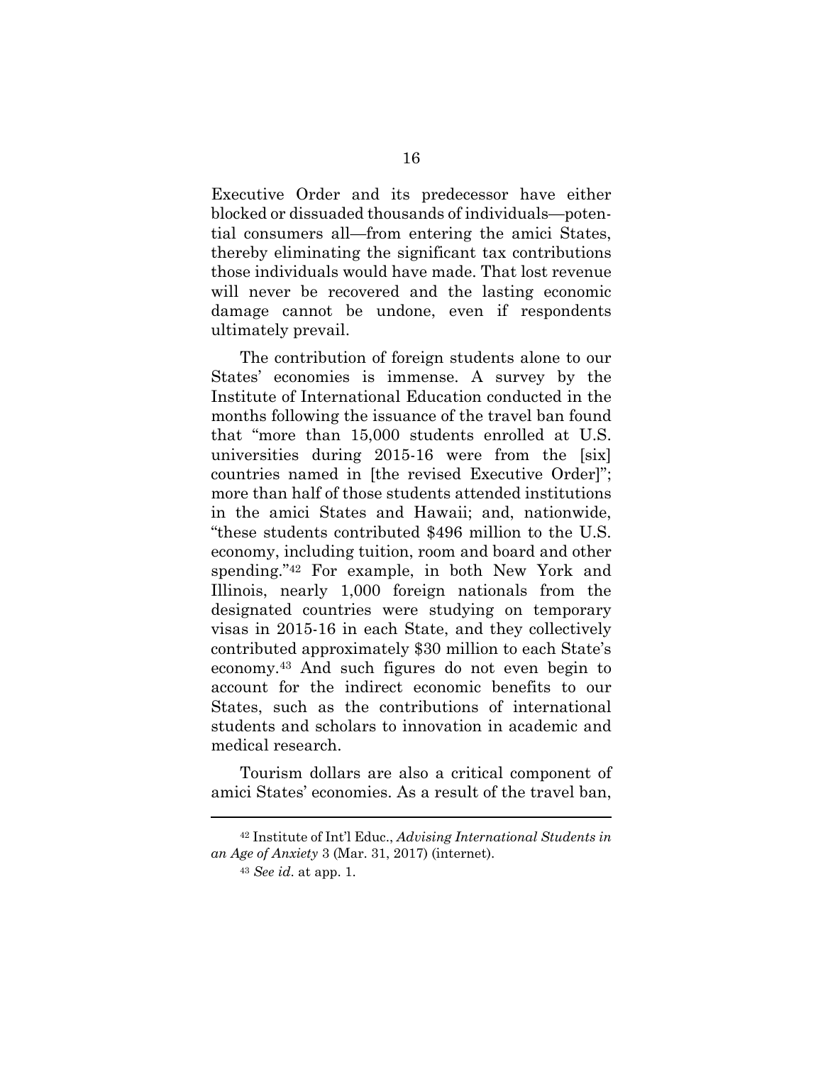Executive Order and its predecessor have either blocked or dissuaded thousands of individuals—potential consumers all—from entering the amici States, thereby eliminating the significant tax contributions those individuals would have made. That lost revenue will never be recovered and the lasting economic damage cannot be undone, even if respondents ultimately prevail.

The contribution of foreign students alone to our States' economies is immense. A survey by the Institute of International Education conducted in the months following the issuance of the travel ban found that "more than 15,000 students enrolled at U.S. universities during 2015-16 were from the [six] countries named in [the revised Executive Order]"; more than half of those students attended institutions in the amici States and Hawaii; and, nationwide, "these students contributed $496 million to the U.S. economy, including tuition, room and board and other spending."[42] For example, in both New York and Illinois, nearly 1,000 foreign nationals from the designated countries were studying on temporary visas in 2015-16 in each State, and they collectively contributed approximately $30 million to each State's economy.[43] And such figures do not even begin to account for the indirect economic benefits to our States, such as the contributions of international students and scholars to innovation in academic and medical research.

Tourism dollars are also a critical component of amici States' economies. As a result of the travel ban,

---

[42] Institute of Int'l Educ., *Advising International Students in an Age of Anxiety* 3 (Mar. 31, 2017) (internet).

[43] *See id*. at app. 1.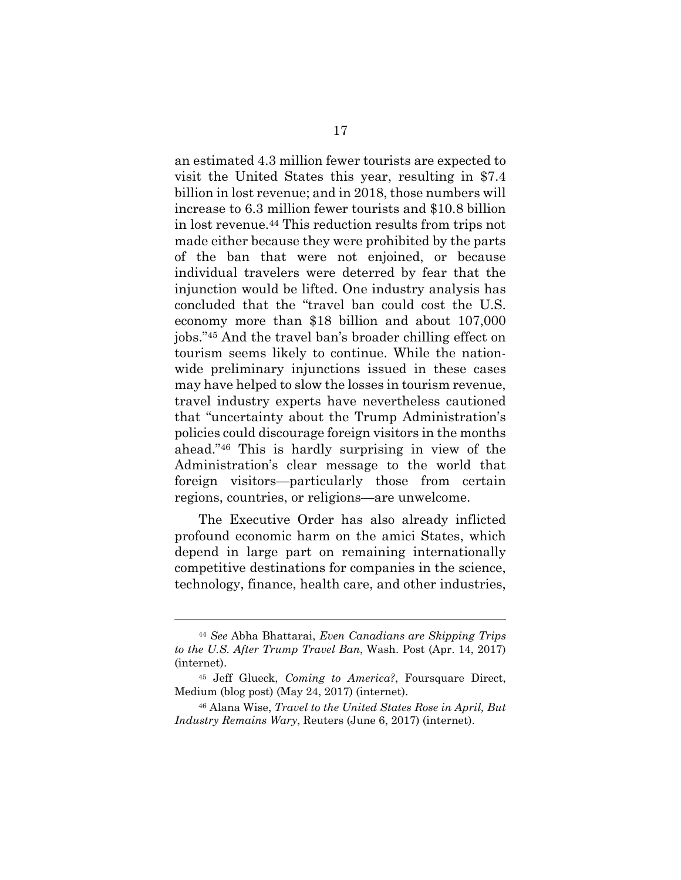an estimated 4.3 million fewer tourists are expected to visit the United States this year, resulting in $7.4 billion in lost revenue; and in 2018, those numbers will increase to 6.3 million fewer tourists and $10.8 billion in lost revenue.[44] This reduction results from trips not made either because they were prohibited by the parts of the ban that were not enjoined, or because individual travelers were deterred by fear that the injunction would be lifted. One industry analysis has concluded that the "travel ban could cost the U.S. economy more than $18 billion and about 107,000 jobs."[45] And the travel ban's broader chilling effect on tourism seems likely to continue. While the nationwide preliminary injunctions issued in these cases may have helped to slow the losses in tourism revenue, travel industry experts have nevertheless cautioned that "uncertainty about the Trump Administration's policies could discourage foreign visitors in the months ahead."[46] This is hardly surprising in view of the Administration's clear message to the world that foreign visitors—particularly those from certain regions, countries, or religions—are unwelcome.

The Executive Order has also already inflicted profound economic harm on the amici States, which depend in large part on remaining internationally competitive destinations for companies in the science, technology, finance, health care, and other industries,

---

[44] *See* Abha Bhattarai, *Even Canadians are Skipping Trips to the U.S. After Trump Travel Ban*, Wash. Post (Apr. 14, 2017) (internet).

[45] Jeff Glueck, *Coming to America?*, Foursquare Direct, Medium (blog post) (May 24, 2017) (internet).

[46] Alana Wise, *Travel to the United States Rose in April, But Industry Remains Wary*, Reuters (June 6, 2017) (internet).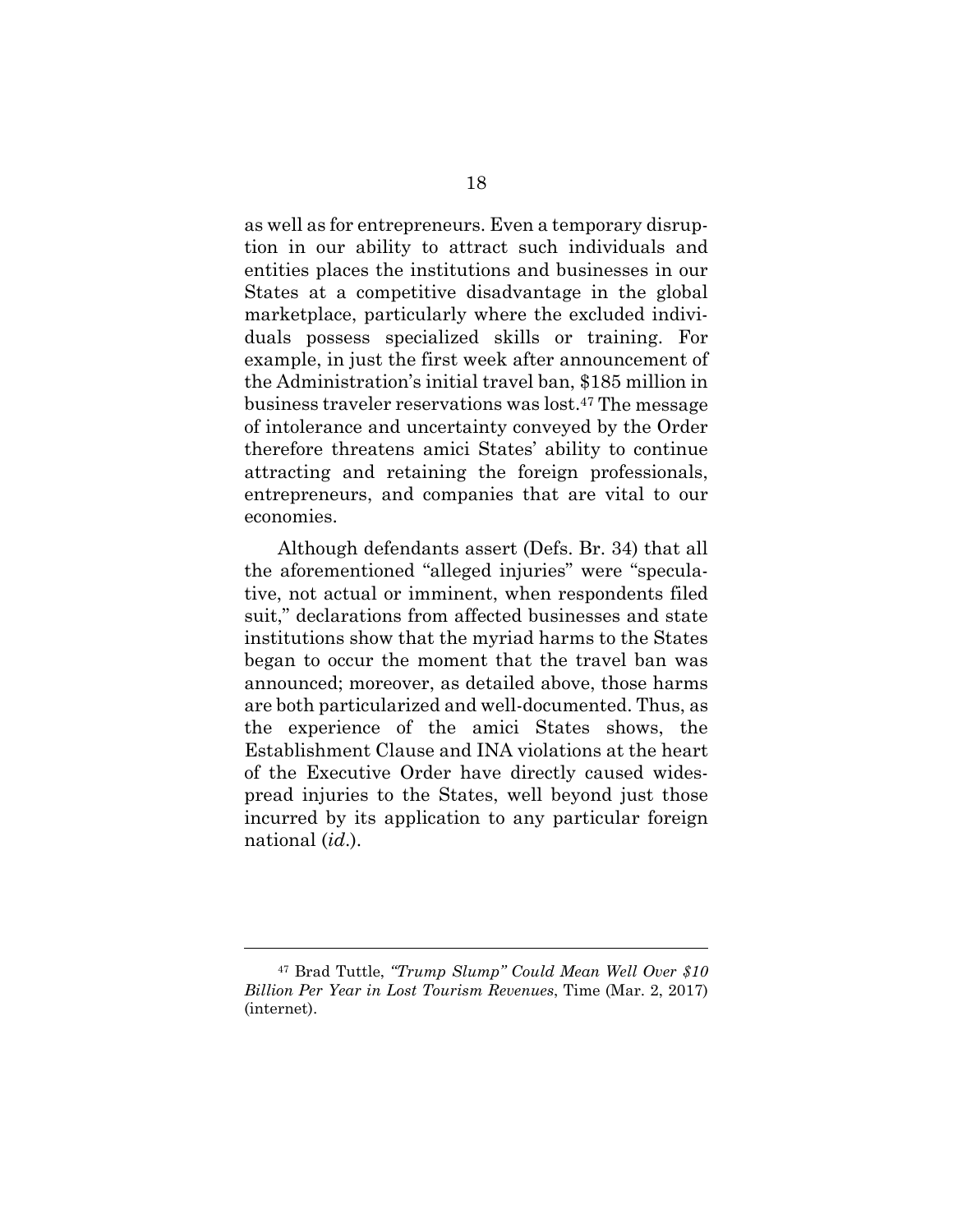as well as for entrepreneurs. Even a temporary disruption in our ability to attract such individuals and entities places the institutions and businesses in our States at a competitive disadvantage in the global marketplace, particularly where the excluded individuals possess specialized skills or training. For example, in just the first week after announcement of the Administration's initial travel ban, $185 million in business traveler reservations was lost.[47] The message of intolerance and uncertainty conveyed by the Order therefore threatens amici States' ability to continue attracting and retaining the foreign professionals, entrepreneurs, and companies that are vital to our economies.

Although defendants assert (Defs. Br. 34) that all the aforementioned "alleged injuries" were "speculative, not actual or imminent, when respondents filed suit," declarations from affected businesses and state institutions show that the myriad harms to the States began to occur the moment that the travel ban was announced; moreover, as detailed above, those harms are both particularized and well-documented. Thus, as the experience of the amici States shows, the Establishment Clause and INA violations at the heart of the Executive Order have directly caused widespread injuries to the States, well beyond just those incurred by its application to any particular foreign national (*id*.).

---

[47] Brad Tuttle, *"Trump Slump" Could Mean Well Over $10 Billion Per Year in Lost Tourism Revenues*, Time (Mar. 2, 2017) (internet).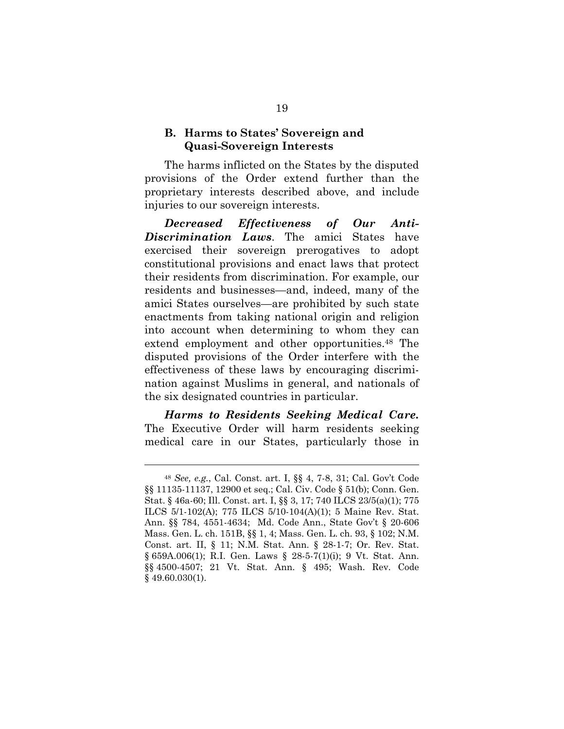### B. Harms to States' Sovereign and Quasi-Sovereign Interests

The harms inflicted on the States by the disputed provisions of the Order extend further than the proprietary interests described above, and include injuries to our sovereign interests.

***Decreased Effectiveness of Our Anti-Discrimination Laws***. The amici States have exercised their sovereign prerogatives to adopt constitutional provisions and enact laws that protect their residents from discrimination. For example, our residents and businesses—and, indeed, many of the amici States ourselves—are prohibited by such state enactments from taking national origin and religion into account when determining to whom they can extend employment and other opportunities.[48] The disputed provisions of the Order interfere with the effectiveness of these laws by encouraging discrimination against Muslims in general, and nationals of the six designated countries in particular.

***Harms to Residents Seeking Medical Care.*** The Executive Order will harm residents seeking medical care in our States, particularly those in

---

[48] *See, e.g.*, Cal. Const. art. I, §§ 4, 7-8, 31; Cal. Gov't Code §§ 11135-11137, 12900 et seq.; Cal. Civ. Code § 51(b); Conn. Gen. Stat. § 46a-60; Ill. Const. art. I, §§ 3, 17; 740 ILCS 23/5(a)(1); 775 ILCS 5/1-102(A); 775 ILCS 5/10-104(A)(1); 5 Maine Rev. Stat. Ann. §§ 784, 4551-4634; Md. Code Ann., State Gov't § 20-606 Mass. Gen. L. ch. 151B, §§ 1, 4; Mass. Gen. L. ch. 93, § 102; N.M. Const. art. II, § 11; N.M. Stat. Ann. § 28-1-7; Or. Rev. Stat. § 659A.006(1); R.I. Gen. Laws § 28-5-7(1)(i); 9 Vt. Stat. Ann. §§ 4500-4507; 21 Vt. Stat. Ann. § 495; Wash. Rev. Code § 49.60.030(1).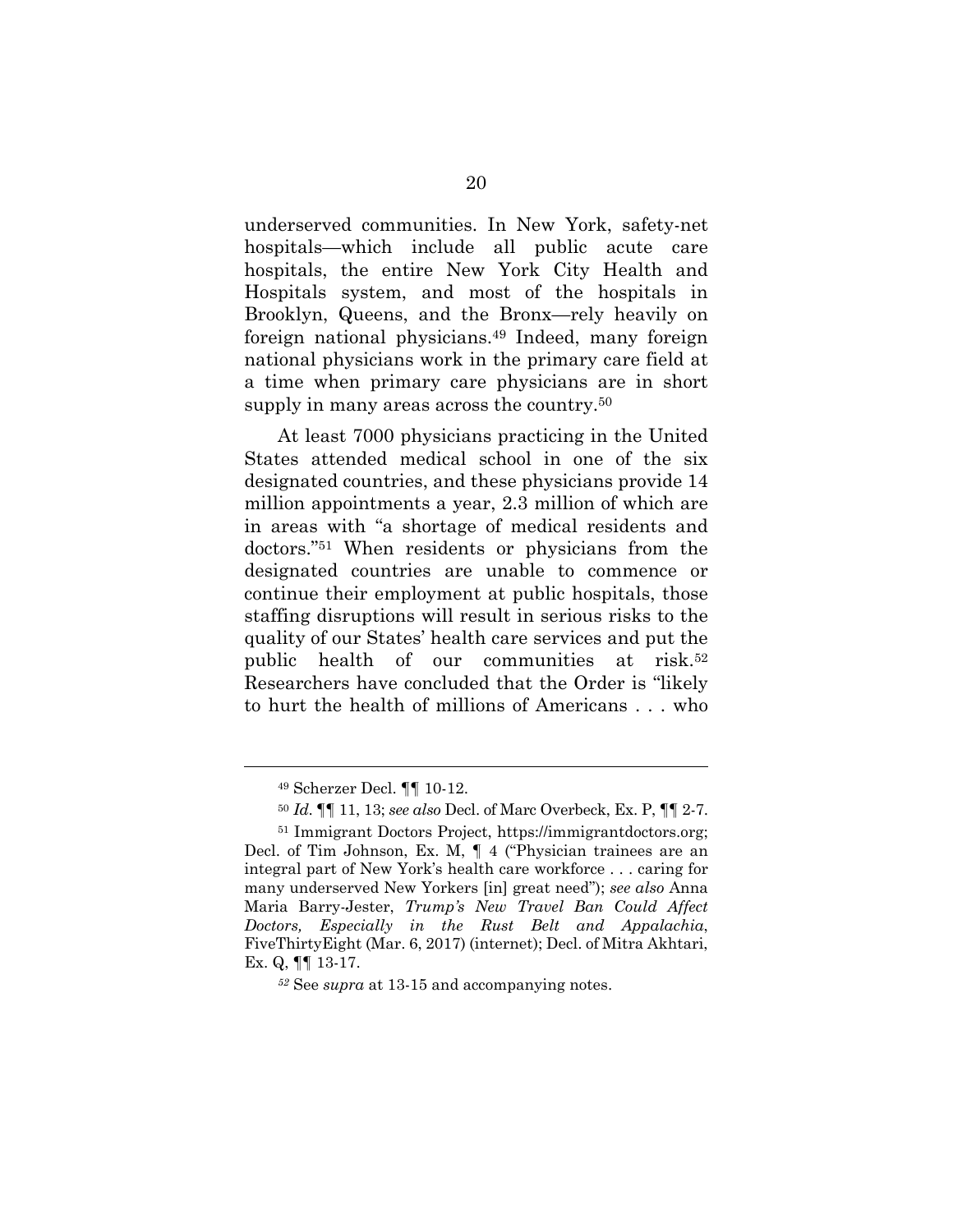underserved communities. In New York, safety-net hospitals—which include all public acute care hospitals, the entire New York City Health and Hospitals system, and most of the hospitals in Brooklyn, Queens, and the Bronx—rely heavily on foreign national physicians.[49] Indeed, many foreign national physicians work in the primary care field at a time when primary care physicians are in short supply in many areas across the country.[50]

At least 7000 physicians practicing in the United States attended medical school in one of the six designated countries, and these physicians provide 14 million appointments a year, 2.3 million of which are in areas with "a shortage of medical residents and doctors."[51] When residents or physicians from the designated countries are unable to commence or continue their employment at public hospitals, those staffing disruptions will result in serious risks to the quality of our States' health care services and put the public health of our communities at risk.[52] Researchers have concluded that the Order is "likely to hurt the health of millions of Americans . . . who

---

[49] Scherzer Decl. ¶¶ 10-12.

[50] *Id.* ¶¶ 11, 13; *see also* Decl. of Marc Overbeck, Ex. P, ¶¶ 2-7.

[51] Immigrant Doctors Project, https://immigrantdoctors.org; Decl. of Tim Johnson, Ex. M, ¶ 4 ("Physician trainees are an integral part of New York's health care workforce . . . caring for many underserved New Yorkers [in] great need"); *see also* Anna Maria Barry-Jester, *Trump's New Travel Ban Could Affect Doctors, Especially in the Rust Belt and Appalachia*, FiveThirtyEight (Mar. 6, 2017) (internet); Decl. of Mitra Akhtari, Ex. Q, ¶¶ 13-17.

[52] See *supra* at 13-15 and accompanying notes.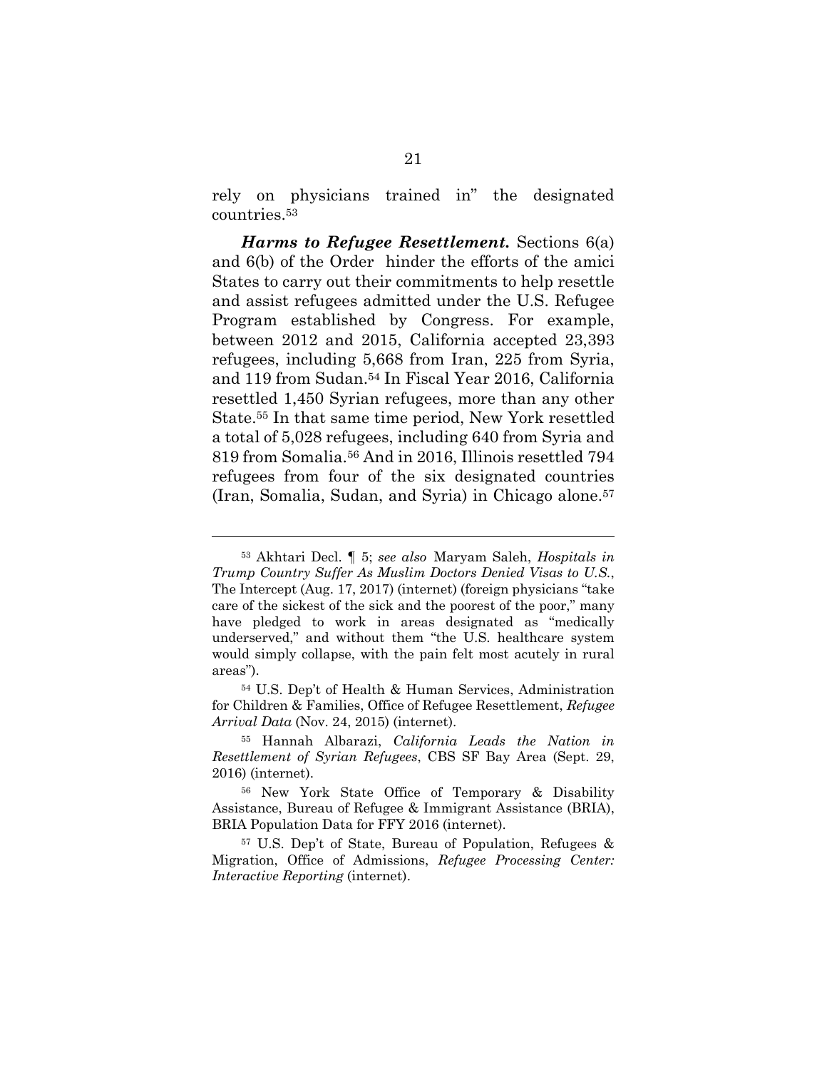rely on physicians trained in" the designated countries.[53]

***Harms to Refugee Resettlement.*** Sections 6(a) and 6(b) of the Order hinder the efforts of the amici States to carry out their commitments to help resettle and assist refugees admitted under the U.S. Refugee Program established by Congress. For example, between 2012 and 2015, California accepted 23,393 refugees, including 5,668 from Iran, 225 from Syria, and 119 from Sudan.[54] In Fiscal Year 2016, California resettled 1,450 Syrian refugees, more than any other State.[55] In that same time period, New York resettled a total of 5,028 refugees, including 640 from Syria and 819 from Somalia.[56] And in 2016, Illinois resettled 794 refugees from four of the six designated countries (Iran, Somalia, Sudan, and Syria) in Chicago alone.[57]

---

[53] Akhtari Decl. ¶ 5; *see also* Maryam Saleh, *Hospitals in Trump Country Suffer As Muslim Doctors Denied Visas to U.S.*, The Intercept (Aug. 17, 2017) (internet) (foreign physicians "take care of the sickest of the sick and the poorest of the poor," many have pledged to work in areas designated as "medically underserved," and without them "the U.S. healthcare system would simply collapse, with the pain felt most acutely in rural areas").

[54] U.S. Dep't of Health & Human Services, Administration for Children & Families, Office of Refugee Resettlement, *Refugee Arrival Data* (Nov. 24, 2015) (internet).

[55] Hannah Albarazi, *California Leads the Nation in Resettlement of Syrian Refugees*, CBS SF Bay Area (Sept. 29, 2016) (internet).

[56] New York State Office of Temporary & Disability Assistance, Bureau of Refugee & Immigrant Assistance (BRIA), BRIA Population Data for FFY 2016 (internet).

[57] U.S. Dep't of State, Bureau of Population, Refugees & Migration, Office of Admissions, *Refugee Processing Center: Interactive Reporting* (internet).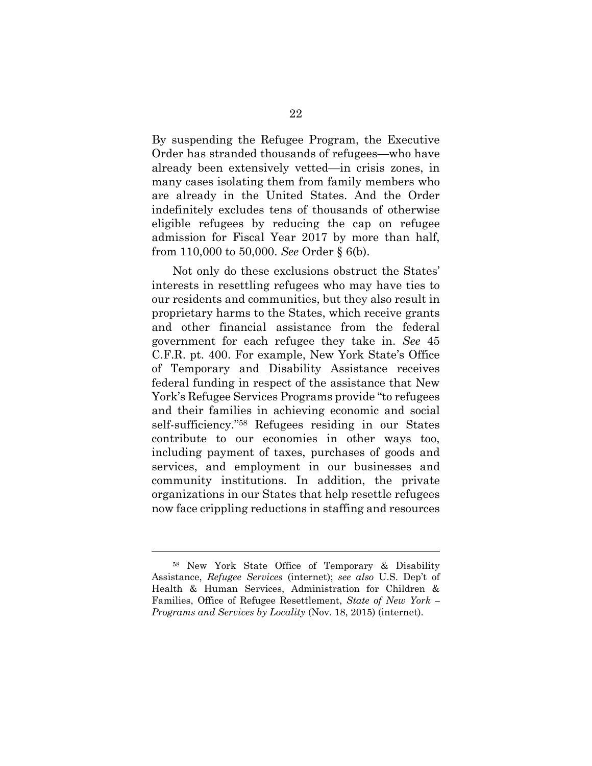By suspending the Refugee Program, the Executive Order has stranded thousands of refugees—who have already been extensively vetted—in crisis zones, in many cases isolating them from family members who are already in the United States. And the Order indefinitely excludes tens of thousands of otherwise eligible refugees by reducing the cap on refugee admission for Fiscal Year 2017 by more than half, from 110,000 to 50,000. *See* Order § 6(b).

Not only do these exclusions obstruct the States' interests in resettling refugees who may have ties to our residents and communities, but they also result in proprietary harms to the States, which receive grants and other financial assistance from the federal government for each refugee they take in. *See* 45 C.F.R. pt. 400. For example, New York State's Office of Temporary and Disability Assistance receives federal funding in respect of the assistance that New York's Refugee Services Programs provide "to refugees and their families in achieving economic and social self-sufficiency."[58] Refugees residing in our States contribute to our economies in other ways too, including payment of taxes, purchases of goods and services, and employment in our businesses and community institutions. In addition, the private organizations in our States that help resettle refugees now face crippling reductions in staffing and resources

---

[58] New York State Office of Temporary & Disability Assistance, *Refugee Services* (internet); *see also* U.S. Dep't of Health & Human Services, Administration for Children & Families, Office of Refugee Resettlement, *State of New York – Programs and Services by Locality* (Nov. 18, 2015) (internet).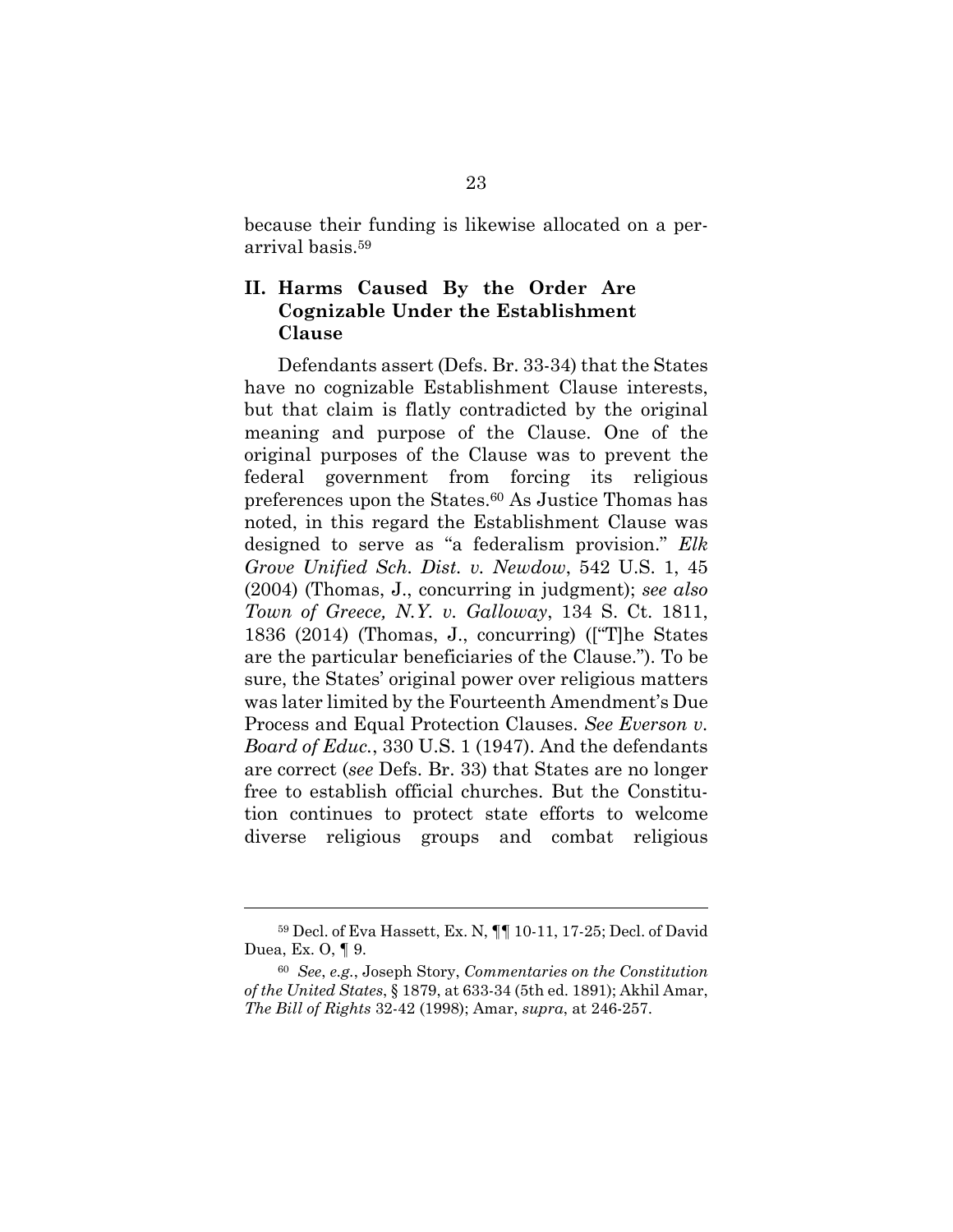because their funding is likewise allocated on a per-arrival basis.[59]

## II. Harms Caused By the Order Are Cognizable Under the Establishment Clause

Defendants assert (Defs. Br. 33-34) that the States have no cognizable Establishment Clause interests, but that claim is flatly contradicted by the original meaning and purpose of the Clause. One of the original purposes of the Clause was to prevent the federal government from forcing its religious preferences upon the States.[60] As Justice Thomas has noted, in this regard the Establishment Clause was designed to serve as "a federalism provision." *Elk Grove Unified Sch. Dist. v. Newdow*, 542 U.S. 1, 45 (2004) (Thomas, J., concurring in judgment); *see also Town of Greece, N.Y. v. Galloway*, 134 S. Ct. 1811, 1836 (2014) (Thomas, J., concurring) ("[T]he States are the particular beneficiaries of the Clause."). To be sure, the States' original power over religious matters was later limited by the Fourteenth Amendment's Due Process and Equal Protection Clauses. *See Everson v. Board of Educ.*, 330 U.S. 1 (1947). And the defendants are correct (*see* Defs. Br. 33) that States are no longer free to establish official churches. But the Constitution continues to protect state efforts to welcome diverse religious groups and combat religious

---

[59] Decl. of Eva Hassett, Ex. N, ¶¶ 10-11, 17-25; Decl. of David Duea, Ex. O, ¶ 9.

[60] *See*, *e.g.*, Joseph Story, *Commentaries on the Constitution of the United States*, § 1879, at 633-34 (5th ed. 1891); Akhil Amar, *The Bill of Rights* 32-42 (1998); Amar, *supra*, at 246-257.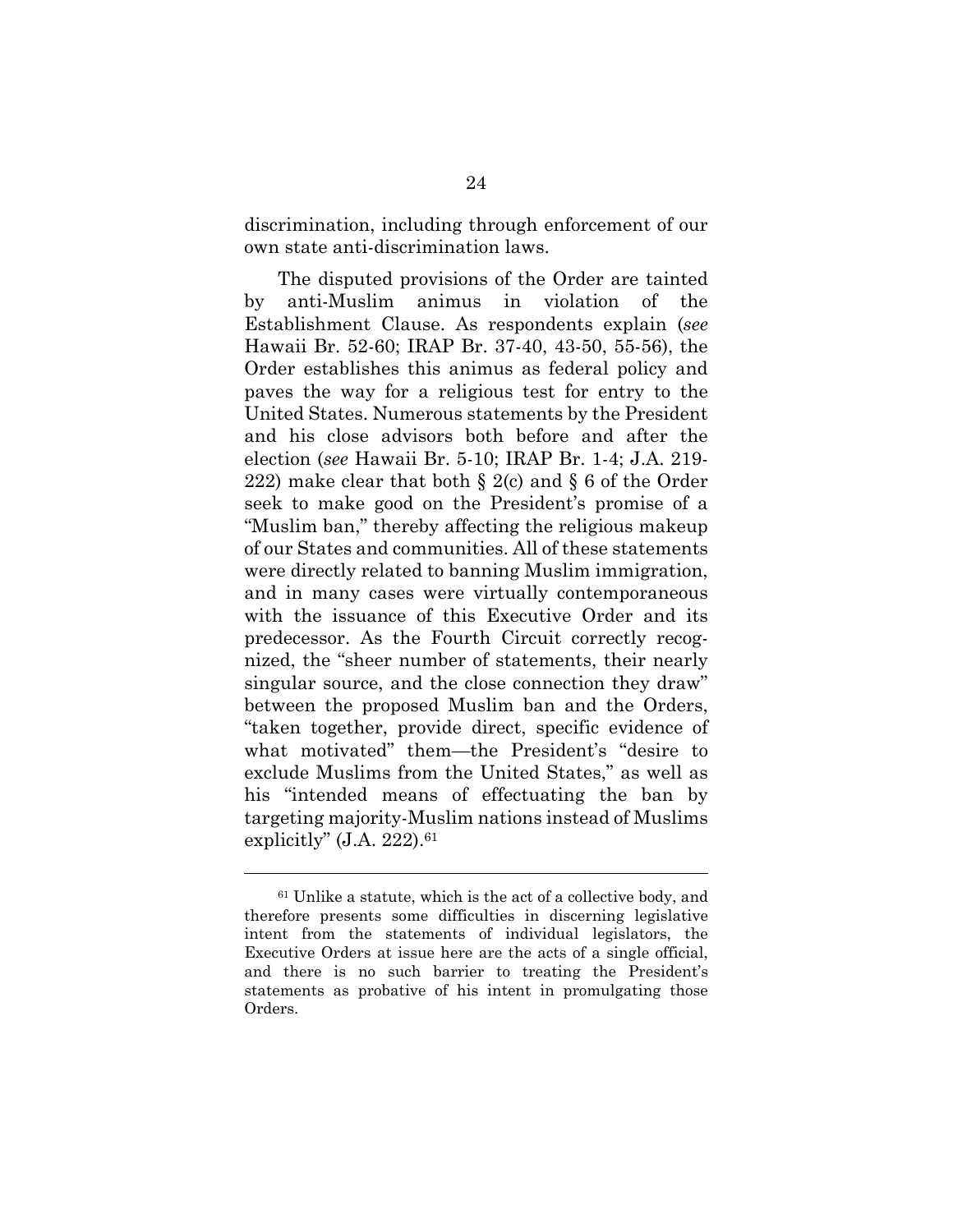discrimination, including through enforcement of our own state anti-discrimination laws.

The disputed provisions of the Order are tainted by anti-Muslim animus in violation of the Establishment Clause. As respondents explain (*see* Hawaii Br. 52-60; IRAP Br. 37-40, 43-50, 55-56), the Order establishes this animus as federal policy and paves the way for a religious test for entry to the United States. Numerous statements by the President and his close advisors both before and after the election (*see* Hawaii Br. 5-10; IRAP Br. 1-4; J.A. 219-222) make clear that both § 2(c) and § 6 of the Order seek to make good on the President's promise of a "Muslim ban," thereby affecting the religious makeup of our States and communities. All of these statements were directly related to banning Muslim immigration, and in many cases were virtually contemporaneous with the issuance of this Executive Order and its predecessor. As the Fourth Circuit correctly recognized, the "sheer number of statements, their nearly singular source, and the close connection they draw" between the proposed Muslim ban and the Orders, "taken together, provide direct, specific evidence of what motivated" them—the President's "desire to exclude Muslims from the United States," as well as his "intended means of effectuating the ban by targeting majority-Muslim nations instead of Muslims explicitly" (J.A. 222).[61]

---

[61] Unlike a statute, which is the act of a collective body, and therefore presents some difficulties in discerning legislative intent from the statements of individual legislators, the Executive Orders at issue here are the acts of a single official, and there is no such barrier to treating the President's statements as probative of his intent in promulgating those Orders.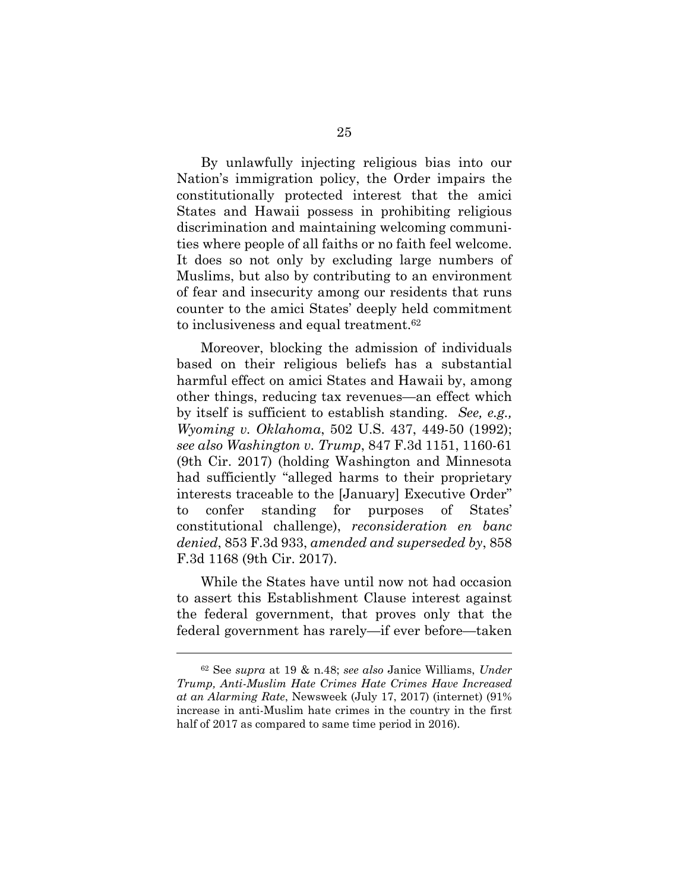By unlawfully injecting religious bias into our Nation's immigration policy, the Order impairs the constitutionally protected interest that the amici States and Hawaii possess in prohibiting religious discrimination and maintaining welcoming communities where people of all faiths or no faith feel welcome. It does so not only by excluding large numbers of Muslims, but also by contributing to an environment of fear and insecurity among our residents that runs counter to the amici States' deeply held commitment to inclusiveness and equal treatment.[62]

Moreover, blocking the admission of individuals based on their religious beliefs has a substantial harmful effect on amici States and Hawaii by, among other things, reducing tax revenues—an effect which by itself is sufficient to establish standing. *See, e.g., Wyoming v. Oklahoma*, 502 U.S. 437, 449-50 (1992); *see also Washington v. Trump*, 847 F.3d 1151, 1160-61 (9th Cir. 2017) (holding Washington and Minnesota had sufficiently "alleged harms to their proprietary interests traceable to the [January] Executive Order" to confer standing for purposes of States' constitutional challenge), *reconsideration en banc denied*, 853 F.3d 933, *amended and superseded by*, 858 F.3d 1168 (9th Cir. 2017).

While the States have until now not had occasion to assert this Establishment Clause interest against the federal government, that proves only that the federal government has rarely—if ever before—taken

---

[62] See *supra* at 19 & n.48; *see also* Janice Williams, *Under Trump, Anti-Muslim Hate Crimes Hate Crimes Have Increased at an Alarming Rate*, Newsweek (July 17, 2017) (internet) (91% increase in anti-Muslim hate crimes in the country in the first half of 2017 as compared to same time period in 2016).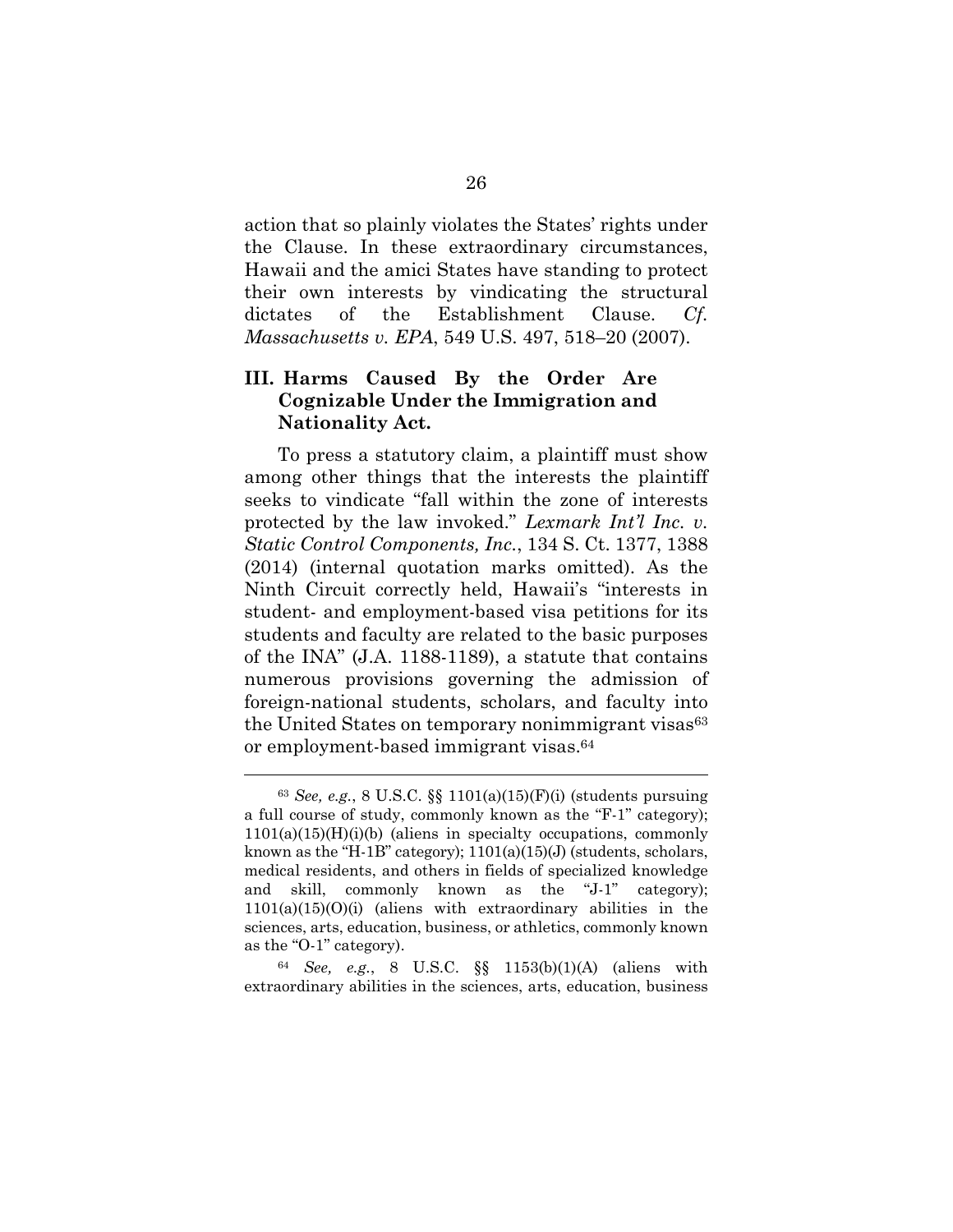action that so plainly violates the States' rights under the Clause. In these extraordinary circumstances, Hawaii and the amici States have standing to protect their own interests by vindicating the structural dictates of the Establishment Clause. *Cf. Massachusetts v. EPA*, 549 U.S. 497, 518–20 (2007).

## III. Harms Caused By the Order Are Cognizable Under the Immigration and Nationality Act.

To press a statutory claim, a plaintiff must show among other things that the interests the plaintiff seeks to vindicate "fall within the zone of interests protected by the law invoked." *Lexmark Int'l Inc. v. Static Control Components, Inc.*, 134 S. Ct. 1377, 1388 (2014) (internal quotation marks omitted). As the Ninth Circuit correctly held, Hawaii's "interests in student- and employment-based visa petitions for its students and faculty are related to the basic purposes of the INA" (J.A. 1188-1189), a statute that contains numerous provisions governing the admission of foreign-national students, scholars, and faculty into the United States on temporary nonimmigrant visas[63] or employment-based immigrant visas.[64]

---

[63] *See, e.g.*, 8 U.S.C. §§ 1101(a)(15)(F)(i) (students pursuing a full course of study, commonly known as the "F-1" category); 1101(a)(15)(H)(i)(b) (aliens in specialty occupations, commonly known as the "H-1B" category); 1101(a)(15)(J) (students, scholars, medical residents, and others in fields of specialized knowledge and skill, commonly known as the "J-1" category); 1101(a)(15)(O)(i) (aliens with extraordinary abilities in the sciences, arts, education, business, or athletics, commonly known as the "O-1" category).

[64] *See, e.g.*, 8 U.S.C. §§ 1153(b)(1)(A) (aliens with extraordinary abilities in the sciences, arts, education, business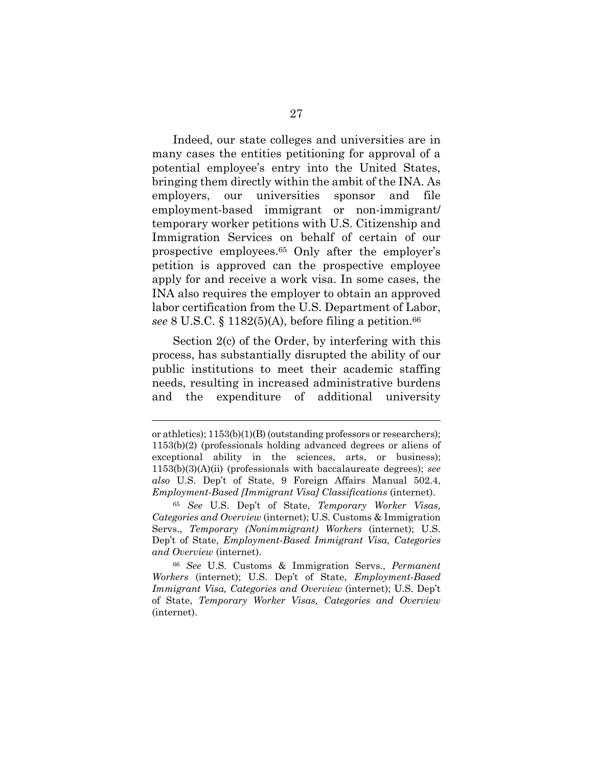Indeed, our state colleges and universities are in many cases the entities petitioning for approval of a potential employee's entry into the United States, bringing them directly within the ambit of the INA. As employers, our universities sponsor and file employment-based immigrant or non-immigrant/ temporary worker petitions with U.S. Citizenship and Immigration Services on behalf of certain of our prospective employees.[65] Only after the employer's petition is approved can the prospective employee apply for and receive a work visa. In some cases, the INA also requires the employer to obtain an approved labor certification from the U.S. Department of Labor, *see* 8 U.S.C. § 1182(5)(A), before filing a petition.[66]

Section 2(c) of the Order, by interfering with this process, has substantially disrupted the ability of our public institutions to meet their academic staffing needs, resulting in increased administrative burdens and the expenditure of additional university

---

or athletics); 1153(b)(1)(B) (outstanding professors or researchers); 1153(b)(2) (professionals holding advanced degrees or aliens of exceptional ability in the sciences, arts, or business); 1153(b)(3)(A)(ii) (professionals with baccalaureate degrees); *see also* U.S. Dep't of State, 9 Foreign Affairs Manual 502.4, *Employment-Based [Immigrant Visa] Classifications* (internet).

[65] *See* U.S. Dep't of State, *Temporary Worker Visas, Categories and Overview* (internet); U.S. Customs & Immigration Servs., *Temporary (Nonimmigrant) Workers* (internet); U.S. Dep't of State, *Employment-Based Immigrant Visa, Categories and Overview* (internet).

[66] *See* U.S. Customs & Immigration Servs., *Permanent Workers* (internet); U.S. Dep't of State, *Employment-Based Immigrant Visa, Categories and Overview* (internet); U.S. Dep't of State, *Temporary Worker Visas, Categories and Overview* (internet).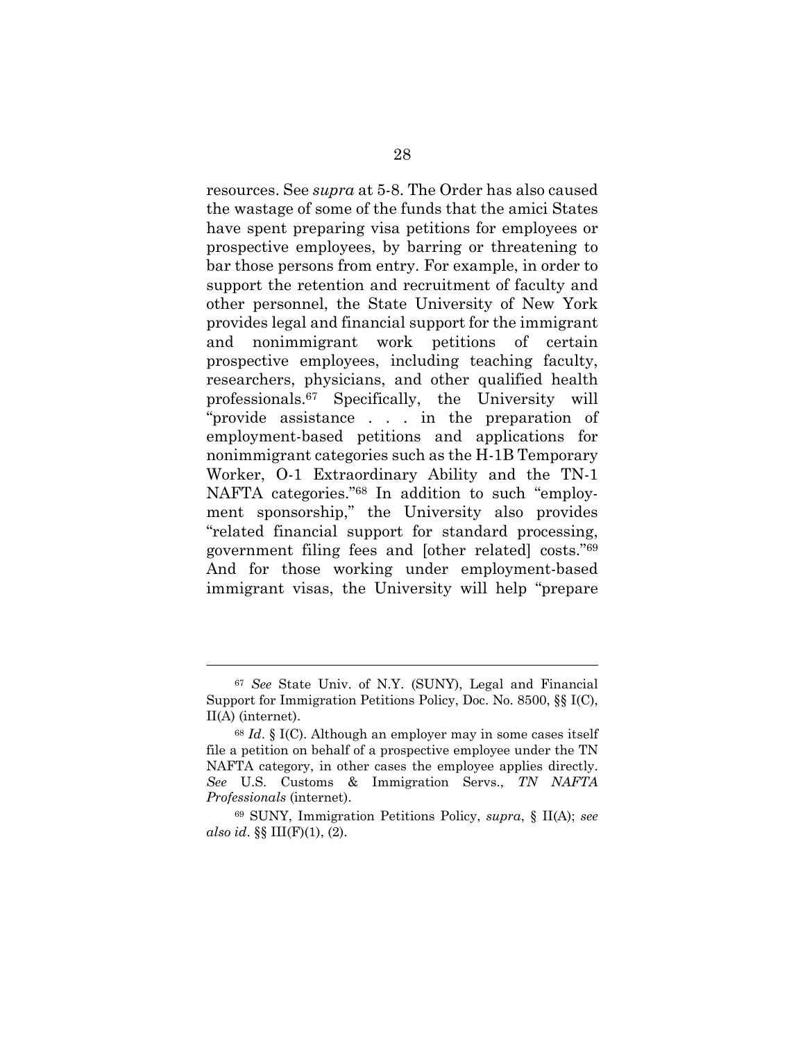resources. See *supra* at 5-8. The Order has also caused the wastage of some of the funds that the amici States have spent preparing visa petitions for employees or prospective employees, by barring or threatening to bar those persons from entry. For example, in order to support the retention and recruitment of faculty and other personnel, the State University of New York provides legal and financial support for the immigrant and nonimmigrant work petitions of certain prospective employees, including teaching faculty, researchers, physicians, and other qualified health professionals.[67] Specifically, the University will "provide assistance . . . in the preparation of employment-based petitions and applications for nonimmigrant categories such as the H-1B Temporary Worker, O-1 Extraordinary Ability and the TN-1 NAFTA categories."[68] In addition to such "employment sponsorship," the University also provides "related financial support for standard processing, government filing fees and [other related] costs."[69] And for those working under employment-based immigrant visas, the University will help "prepare

---

[67] *See* State Univ. of N.Y. (SUNY), Legal and Financial Support for Immigration Petitions Policy, Doc. No. 8500, §§ I(C), II(A) (internet).

[68] *Id*. § I(C). Although an employer may in some cases itself file a petition on behalf of a prospective employee under the TN NAFTA category, in other cases the employee applies directly. *See* U.S. Customs & Immigration Servs., *TN NAFTA Professionals* (internet).

[69] SUNY, Immigration Petitions Policy, *supra*, § II(A); *see also id*. §§ III(F)(1), (2).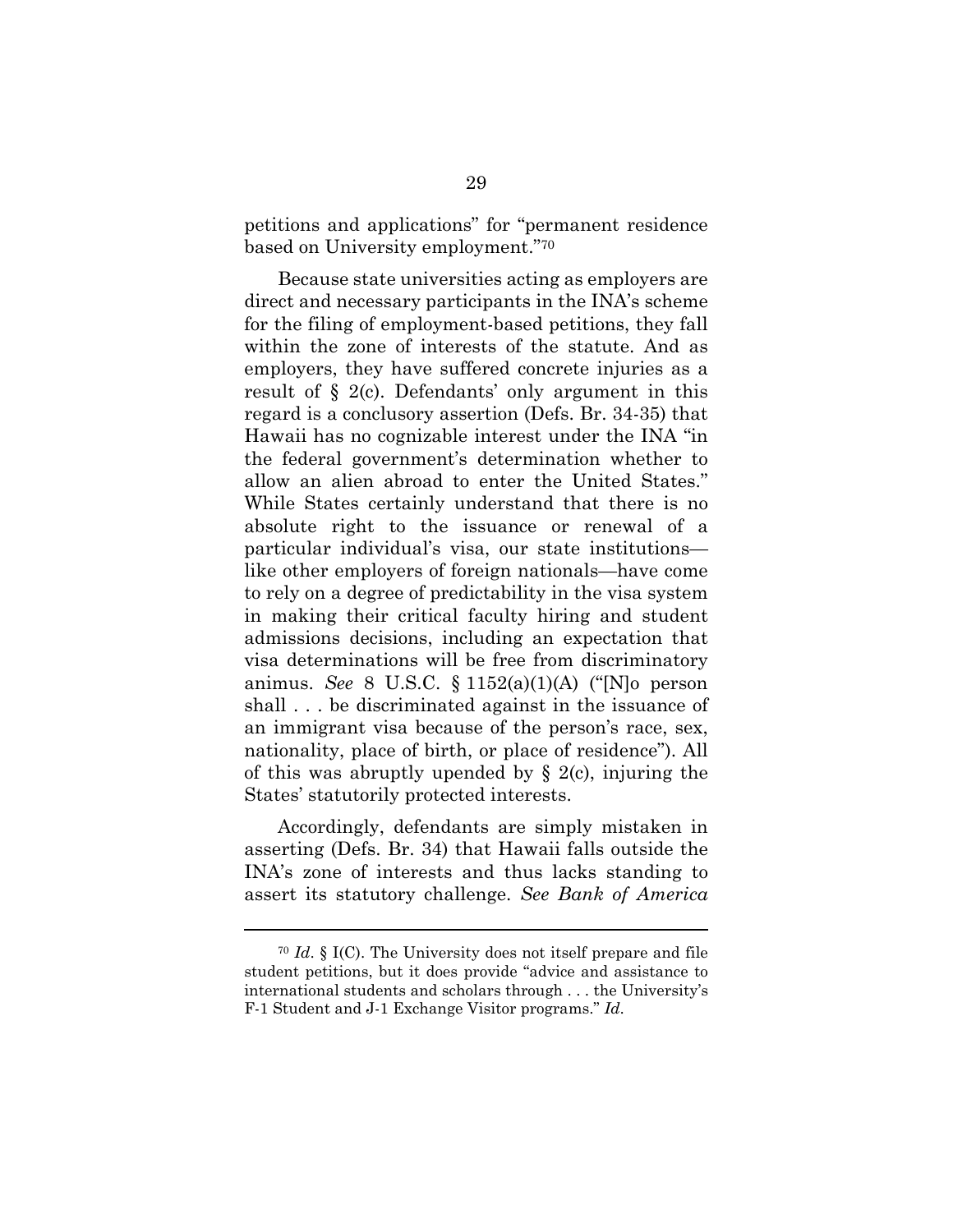petitions and applications" for "permanent residence based on University employment."[70]

Because state universities acting as employers are direct and necessary participants in the INA's scheme for the filing of employment-based petitions, they fall within the zone of interests of the statute. And as employers, they have suffered concrete injuries as a result of § 2(c). Defendants' only argument in this regard is a conclusory assertion (Defs. Br. 34-35) that Hawaii has no cognizable interest under the INA "in the federal government's determination whether to allow an alien abroad to enter the United States." While States certainly understand that there is no absolute right to the issuance or renewal of a particular individual's visa, our state institutions—like other employers of foreign nationals—have come to rely on a degree of predictability in the visa system in making their critical faculty hiring and student admissions decisions, including an expectation that visa determinations will be free from discriminatory animus. *See* 8 U.S.C. § 1152(a)(1)(A) ("[N]o person shall . . . be discriminated against in the issuance of an immigrant visa because of the person's race, sex, nationality, place of birth, or place of residence"). All of this was abruptly upended by § 2(c), injuring the States' statutorily protected interests.

Accordingly, defendants are simply mistaken in asserting (Defs. Br. 34) that Hawaii falls outside the INA's zone of interests and thus lacks standing to assert its statutory challenge. *See Bank of America*

---

[70] *Id.* § I(C). The University does not itself prepare and file student petitions, but it does provide "advice and assistance to international students and scholars through . . . the University's F-1 Student and J-1 Exchange Visitor programs." *Id.*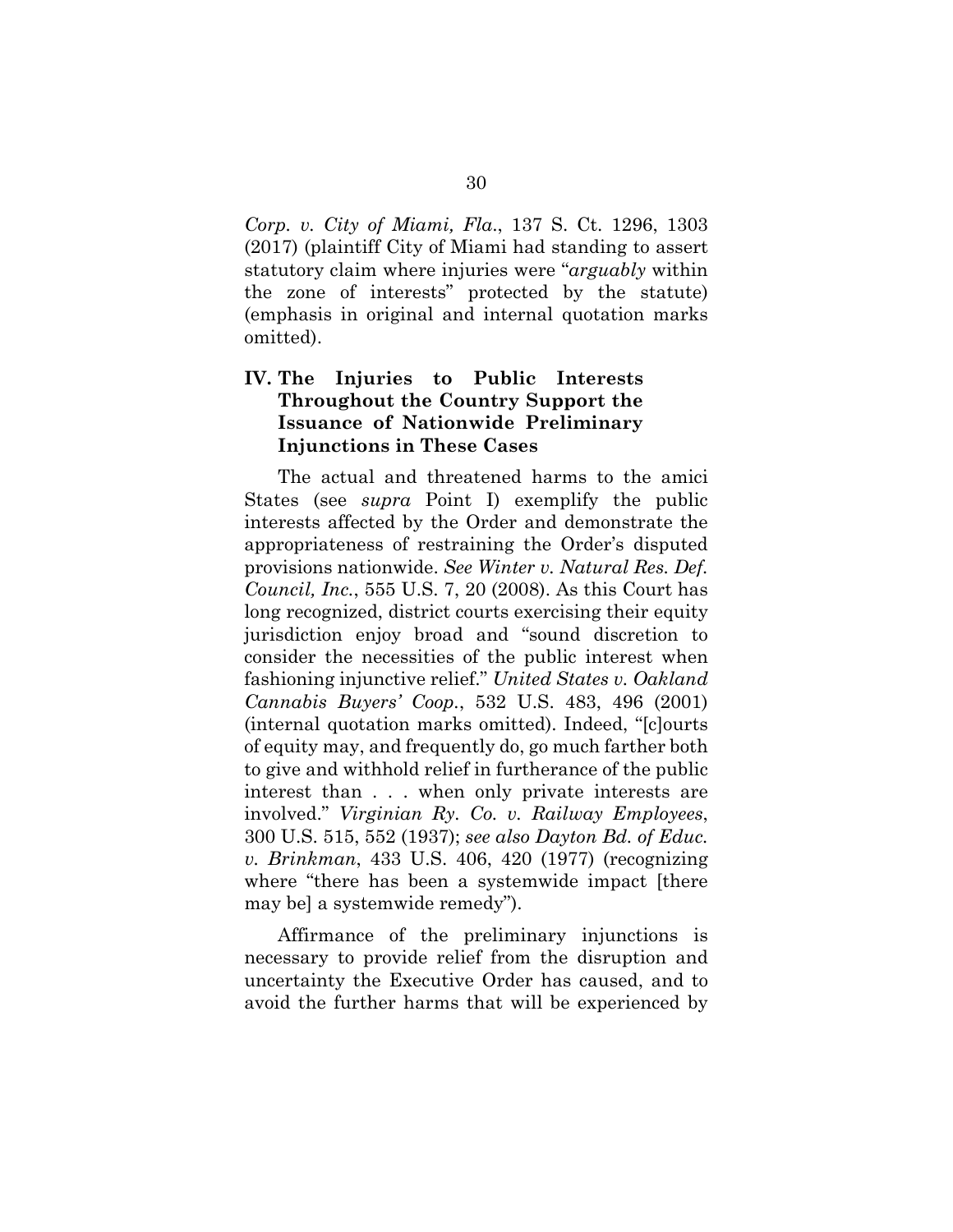*Corp. v. City of Miami, Fla.*, 137 S. Ct. 1296, 1303 (2017) (plaintiff City of Miami had standing to assert statutory claim where injuries were "*arguably* within the zone of interests" protected by the statute) (emphasis in original and internal quotation marks omitted).

## IV. The Injuries to Public Interests Throughout the Country Support the Issuance of Nationwide Preliminary Injunctions in These Cases

The actual and threatened harms to the amici States (see *supra* Point I) exemplify the public interests affected by the Order and demonstrate the appropriateness of restraining the Order's disputed provisions nationwide. *See Winter v. Natural Res. Def. Council, Inc.*, 555 U.S. 7, 20 (2008). As this Court has long recognized, district courts exercising their equity jurisdiction enjoy broad and "sound discretion to consider the necessities of the public interest when fashioning injunctive relief." *United States v. Oakland Cannabis Buyers' Coop.*, 532 U.S. 483, 496 (2001) (internal quotation marks omitted). Indeed, "[c]ourts of equity may, and frequently do, go much farther both to give and withhold relief in furtherance of the public interest than . . . when only private interests are involved." *Virginian Ry. Co. v. Railway Employees*, 300 U.S. 515, 552 (1937); *see also Dayton Bd. of Educ. v. Brinkman*, 433 U.S. 406, 420 (1977) (recognizing where "there has been a systemwide impact [there may be] a systemwide remedy").

Affirmance of the preliminary injunctions is necessary to provide relief from the disruption and uncertainty the Executive Order has caused, and to avoid the further harms that will be experienced by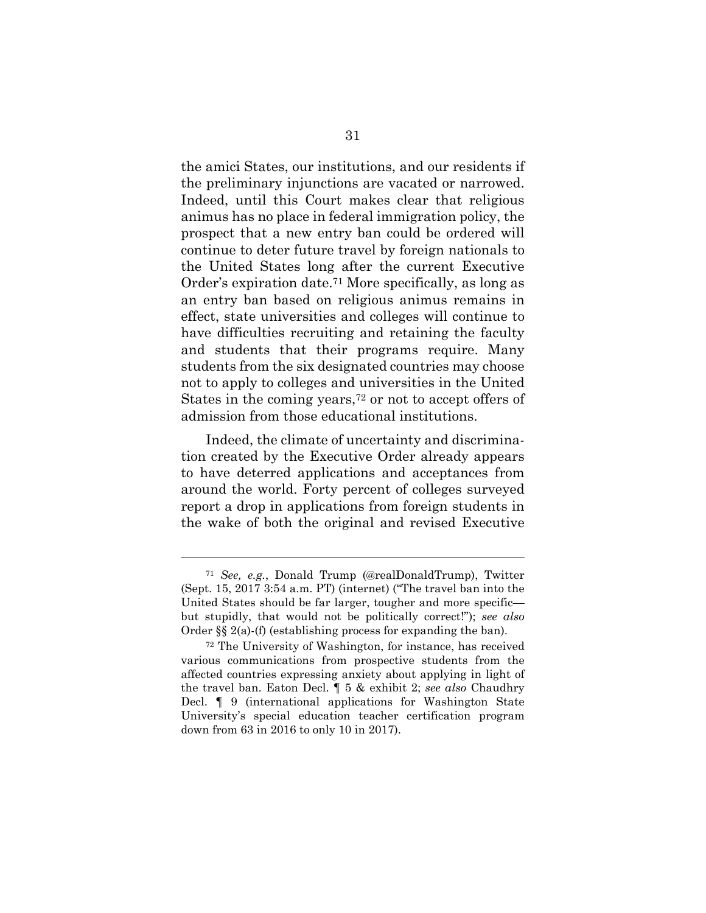the amici States, our institutions, and our residents if the preliminary injunctions are vacated or narrowed. Indeed, until this Court makes clear that religious animus has no place in federal immigration policy, the prospect that a new entry ban could be ordered will continue to deter future travel by foreign nationals to the United States long after the current Executive Order's expiration date.[71] More specifically, as long as an entry ban based on religious animus remains in effect, state universities and colleges will continue to have difficulties recruiting and retaining the faculty and students that their programs require. Many students from the six designated countries may choose not to apply to colleges and universities in the United States in the coming years,[72] or not to accept offers of admission from those educational institutions.

Indeed, the climate of uncertainty and discrimination created by the Executive Order already appears to have deterred applications and acceptances from around the world. Forty percent of colleges surveyed report a drop in applications from foreign students in the wake of both the original and revised Executive

---

[71] *See, e.g.*, Donald Trump (@realDonaldTrump), Twitter (Sept. 15, 2017 3:54 a.m. PT) (internet) ("The travel ban into the United States should be far larger, tougher and more specific—but stupidly, that would not be politically correct!"); *see also* Order §§ 2(a)-(f) (establishing process for expanding the ban).

[72] The University of Washington, for instance, has received various communications from prospective students from the affected countries expressing anxiety about applying in light of the travel ban. Eaton Decl. ¶ 5 & exhibit 2; *see also* Chaudhry Decl. ¶ 9 (international applications for Washington State University's special education teacher certification program down from 63 in 2016 to only 10 in 2017).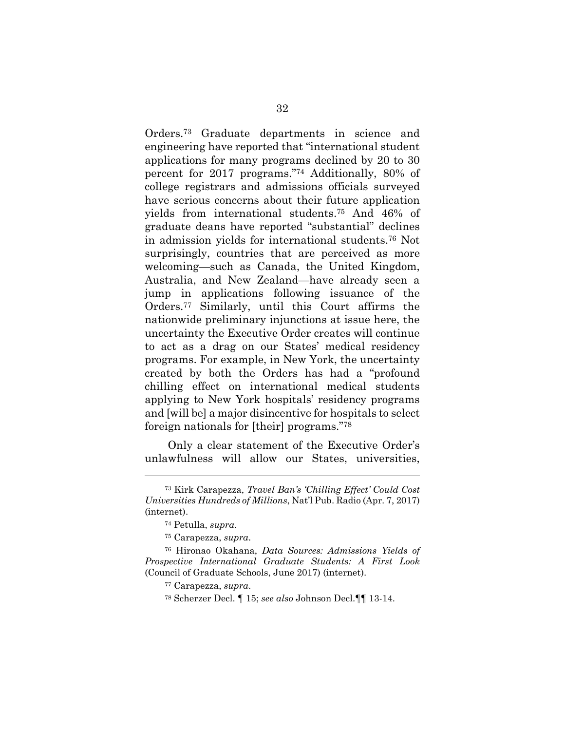Orders.[73] Graduate departments in science and engineering have reported that "international student applications for many programs declined by 20 to 30 percent for 2017 programs."[74] Additionally, 80% of college registrars and admissions officials surveyed have serious concerns about their future application yields from international students.[75] And 46% of graduate deans have reported "substantial" declines in admission yields for international students.[76] Not surprisingly, countries that are perceived as more welcoming—such as Canada, the United Kingdom, Australia, and New Zealand—have already seen a jump in applications following issuance of the Orders.[77] Similarly, until this Court affirms the nationwide preliminary injunctions at issue here, the uncertainty the Executive Order creates will continue to act as a drag on our States' medical residency programs. For example, in New York, the uncertainty created by both the Orders has had a "profound chilling effect on international medical students applying to New York hospitals' residency programs and [will be] a major disincentive for hospitals to select foreign nationals for [their] programs."[78]

Only a clear statement of the Executive Order's unlawfulness will allow our States, universities,

---

[73] Kirk Carapezza, *Travel Ban's 'Chilling Effect' Could Cost Universities Hundreds of Millions*, Nat'l Pub. Radio (Apr. 7, 2017) (internet).

[74] Petulla, *supra*.

[75] Carapezza, *supra*.

[76] Hironao Okahana, *Data Sources: Admissions Yields of Prospective International Graduate Students: A First Look* (Council of Graduate Schools, June 2017) (internet).

[77] Carapezza, *supra*.

[78] Scherzer Decl. ¶ 15; *see also* Johnson Decl.¶¶ 13-14.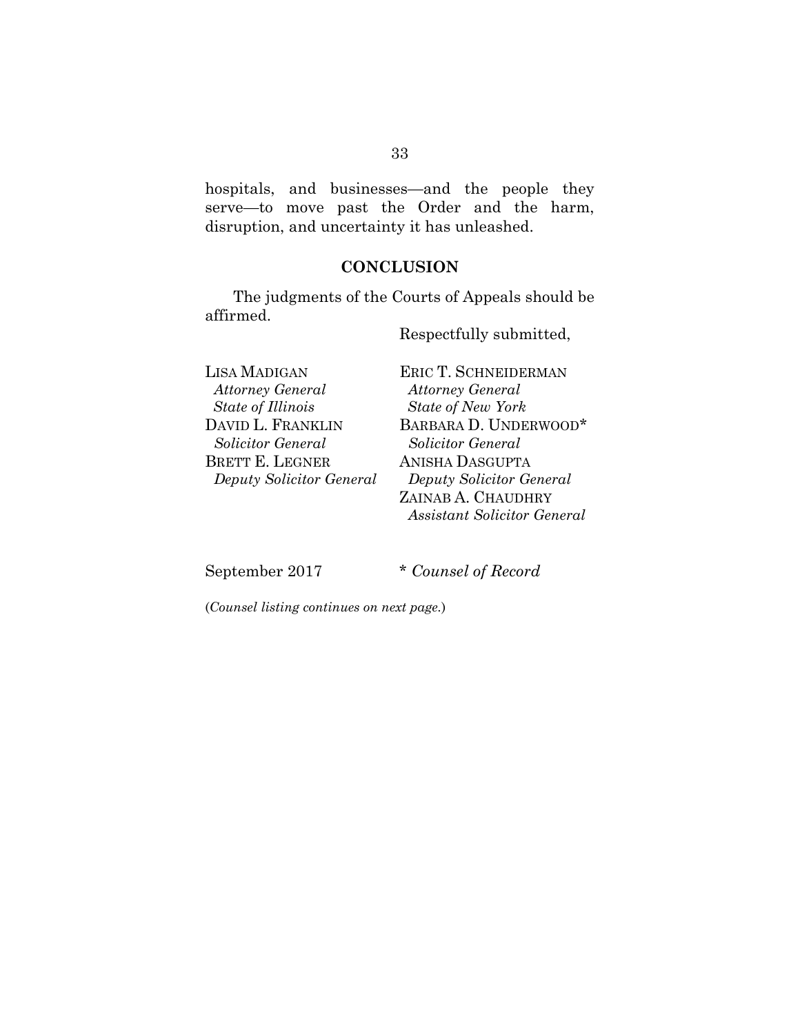hospitals, and businesses—and the people they serve—to move past the Order and the harm, disruption, and uncertainty it has unleashed.

## CONCLUSION

The judgments of the Courts of Appeals should be affirmed.

Respectfully submitted,

LISA MADIGAN
*Attorney General*
*State of Illinois*
DAVID L. FRANKLIN
*Solicitor General*
BRETT E. LEGNER
*Deputy Solicitor General*

ERIC T. SCHNEIDERMAN
*Attorney General*
*State of New York*
BARBARA D. UNDERWOOD*
*Solicitor General*
ANISHA DASGUPTA
*Deputy Solicitor General*
ZAINAB A. CHAUDHRY
*Assistant Solicitor General*

September 2017

\* *Counsel of Record*

(*Counsel listing continues on next page.*)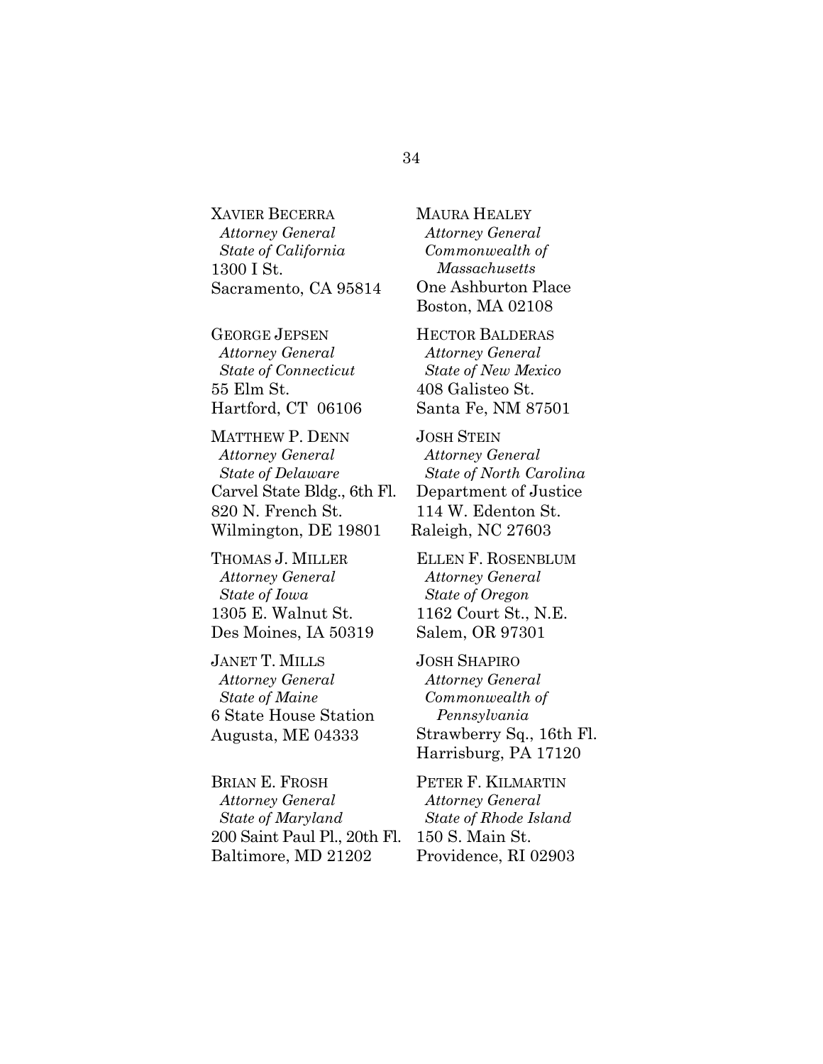XAVIER BECERRA
*Attorney General*
*State of California*
1300 I St.
Sacramento, CA 95814

GEORGE JEPSEN
*Attorney General*
*State of Connecticut*
55 Elm St.
Hartford, CT 06106

MATTHEW P. DENN
*Attorney General*
*State of Delaware*
Carvel State Bldg., 6th Fl.
820 N. French St.
Wilmington, DE 19801

THOMAS J. MILLER
*Attorney General*
*State of Iowa*
1305 E. Walnut St.
Des Moines, IA 50319

JANET T. MILLS
*Attorney General*
*State of Maine*
6 State House Station
Augusta, ME 04333

BRIAN E. FROSH
*Attorney General*
*State of Maryland*
200 Saint Paul Pl., 20th Fl.
Baltimore, MD 21202

MAURA HEALEY
*Attorney General*
*Commonwealth of Massachusetts*
One Ashburton Place
Boston, MA 02108

HECTOR BALDERAS
*Attorney General*
*State of New Mexico*
408 Galisteo St.
Santa Fe, NM 87501

JOSH STEIN
*Attorney General*
*State of North Carolina*
Department of Justice
114 W. Edenton St.
Raleigh, NC 27603

ELLEN F. ROSENBLUM
*Attorney General*
*State of Oregon*
1162 Court St., N.E.
Salem, OR 97301

JOSH SHAPIRO
*Attorney General*
*Commonwealth of Pennsylvania*
Strawberry Sq., 16th Fl.
Harrisburg, PA 17120

PETER F. KILMARTIN
*Attorney General*
*State of Rhode Island*
150 S. Main St.
Providence, RI 02903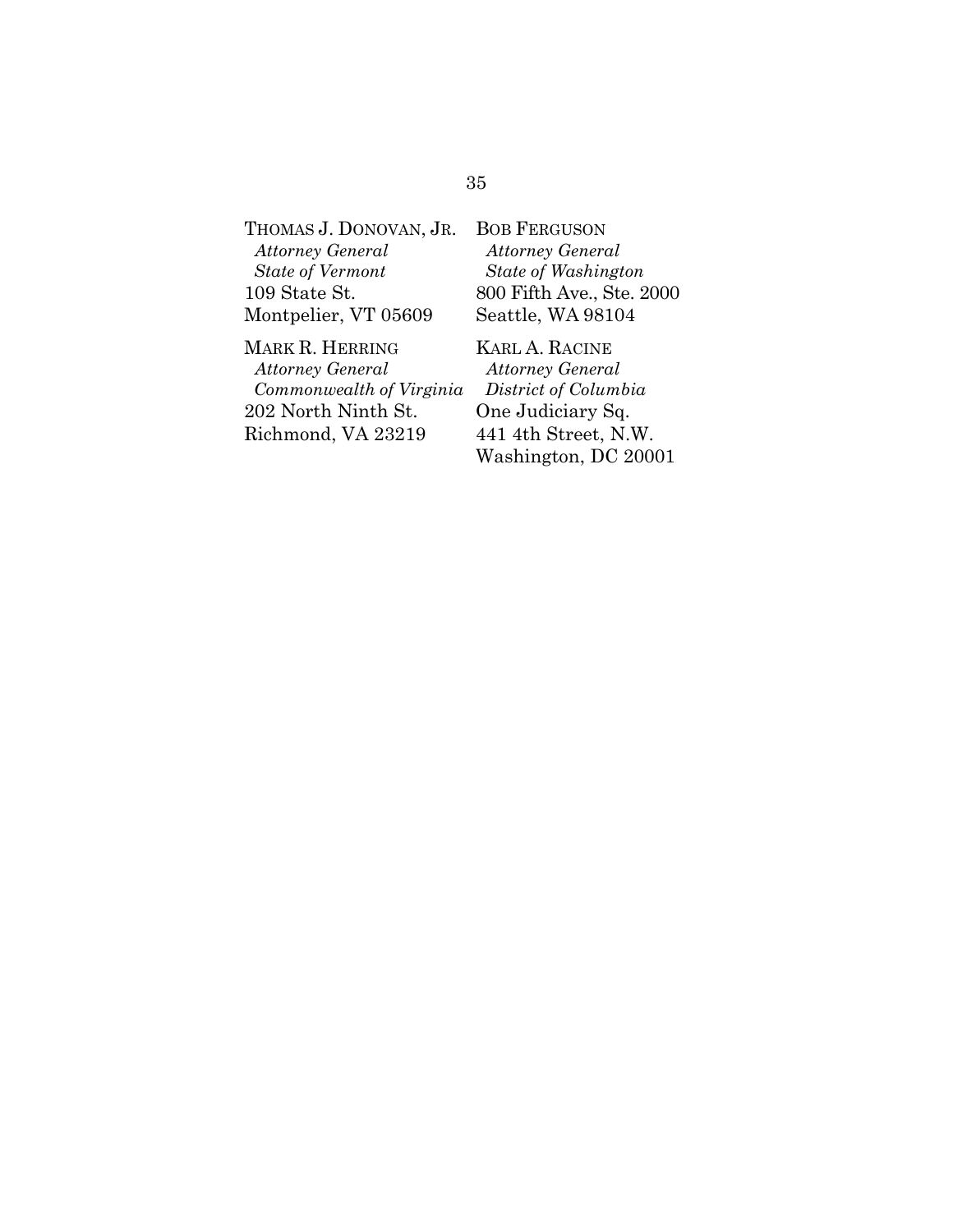THOMAS J. DONOVAN, JR.
*Attorney General*
*State of Vermont*
109 State St.
Montpelier, VT 05609

BOB FERGUSON
*Attorney General*
*State of Washington*
800 Fifth Ave., Ste. 2000
Seattle, WA 98104

MARK R. HERRING
*Attorney General*
*Commonwealth of Virginia*
202 North Ninth St.
Richmond, VA 23219

KARL A. RACINE
*Attorney General*
*District of Columbia*
One Judiciary Sq.
441 4th Street, N.W.
Washington, DC 20001